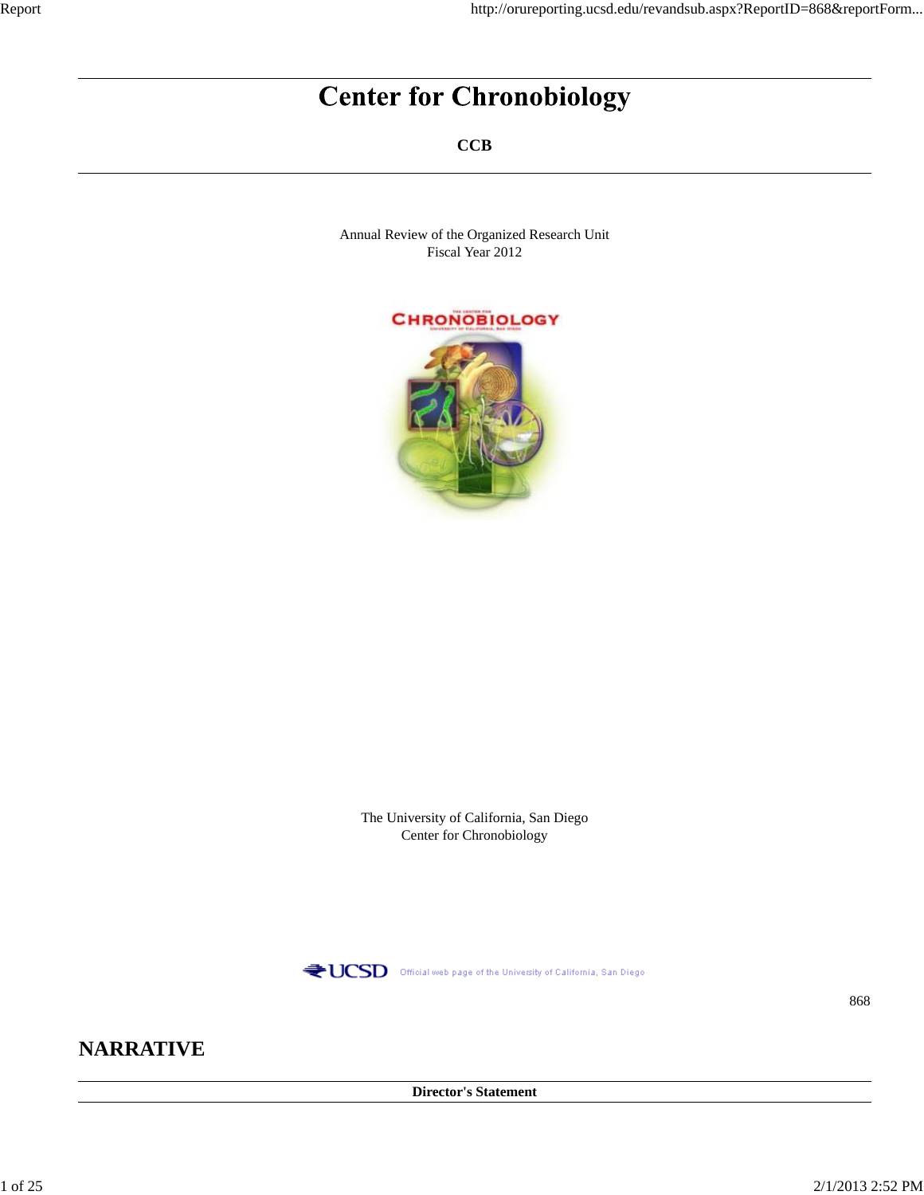# Center for Chronobiology

**CCB**

Annual Review of the Organized Research Unit
Fiscal Year 2012

The University of California, San Diego
Center for Chronobiology

868

## NARRATIVE

**Director's Statement**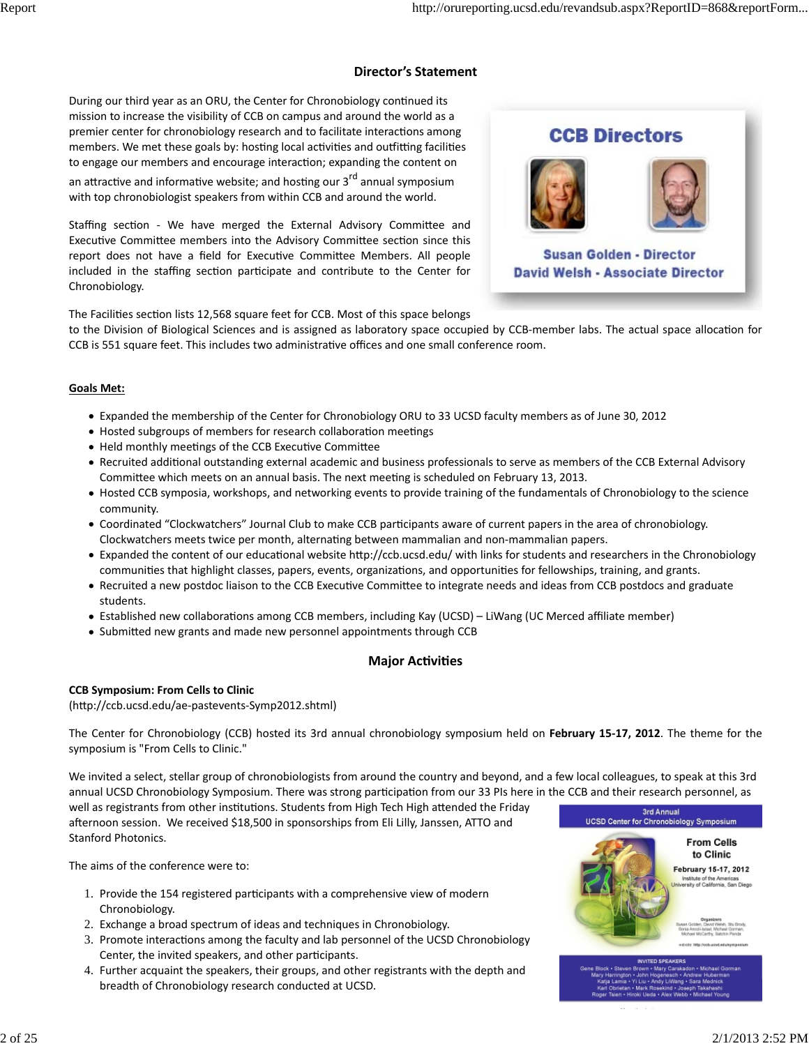## Director's Statement

During our third year as an ORU, the Center for Chronobiology continued its mission to increase the visibility of CCB on campus and around the world as a premier center for chronobiology research and to facilitate interactions among members. We met these goals by: hosting local activities and outfitting facilities to engage our members and encourage interaction; expanding the content on an attractive and informative website; and hosting our 3rd annual symposium with top chronobiologist speakers from within CCB and around the world.

Staffing section - We have merged the External Advisory Committee and Executive Committee members into the Advisory Committee section since this report does not have a field for Executive Committee Members. All people included in the staffing section participate and contribute to the Center for Chronobiology.

The Facilities section lists 12,568 square feet for CCB. Most of this space belongs to the Division of Biological Sciences and is assigned as laboratory space occupied by CCB-member labs. The actual space allocation for CCB is 551 square feet. This includes two administrative offices and one small conference room.

**CCB Directors**

Susan Golden - Director
David Welsh - Associate Director

**Goals Met:**

- Expanded the membership of the Center for Chronobiology ORU to 33 UCSD faculty members as of June 30, 2012
- Hosted subgroups of members for research collaboration meetings
- Held monthly meetings of the CCB Executive Committee
- Recruited additional outstanding external academic and business professionals to serve as members of the CCB External Advisory Committee which meets on an annual basis. The next meeting is scheduled on February 13, 2013.
- Hosted CCB symposia, workshops, and networking events to provide training of the fundamentals of Chronobiology to the science community.
- Coordinated "Clockwatchers" Journal Club to make CCB participants aware of current papers in the area of chronobiology. Clockwatchers meets twice per month, alternating between mammalian and non-mammalian papers.
- Expanded the content of our educational website http://ccb.ucsd.edu/ with links for students and researchers in the Chronobiology communities that highlight classes, papers, events, organizations, and opportunities for fellowships, training, and grants.
- Recruited a new postdoc liaison to the CCB Executive Committee to integrate needs and ideas from CCB postdocs and graduate students.
- Established new collaborations among CCB members, including Kay (UCSD) – LiWang (UC Merced affiliate member)
- Submitted new grants and made new personnel appointments through CCB

## Major Activities

**CCB Symposium: From Cells to Clinic**
(http://ccb.ucsd.edu/ae-pastevents-Symp2012.shtml)

The Center for Chronobiology (CCB) hosted its 3rd annual chronobiology symposium held on **February 15-17, 2012**. The theme for the symposium is "From Cells to Clinic."

We invited a select, stellar group of chronobiologists from around the country and beyond, and a few local colleagues, to speak at this 3rd annual UCSD Chronobiology Symposium. There was strong participation from our 33 PIs here in the CCB and their research personnel, as well as registrants from other institutions. Students from High Tech High attended the Friday afternoon session. We received $18,500 in sponsorships from Eli Lilly, Janssen, ATTO and Stanford Photonics.

The aims of the conference were to:

1. Provide the 154 registered participants with a comprehensive view of modern Chronobiology.
2. Exchange a broad spectrum of ideas and techniques in Chronobiology.
3. Promote interactions among the faculty and lab personnel of the UCSD Chronobiology Center, the invited speakers, and other participants.
4. Further acquaint the speakers, their groups, and other registrants with the depth and breadth of Chronobiology research conducted at UCSD.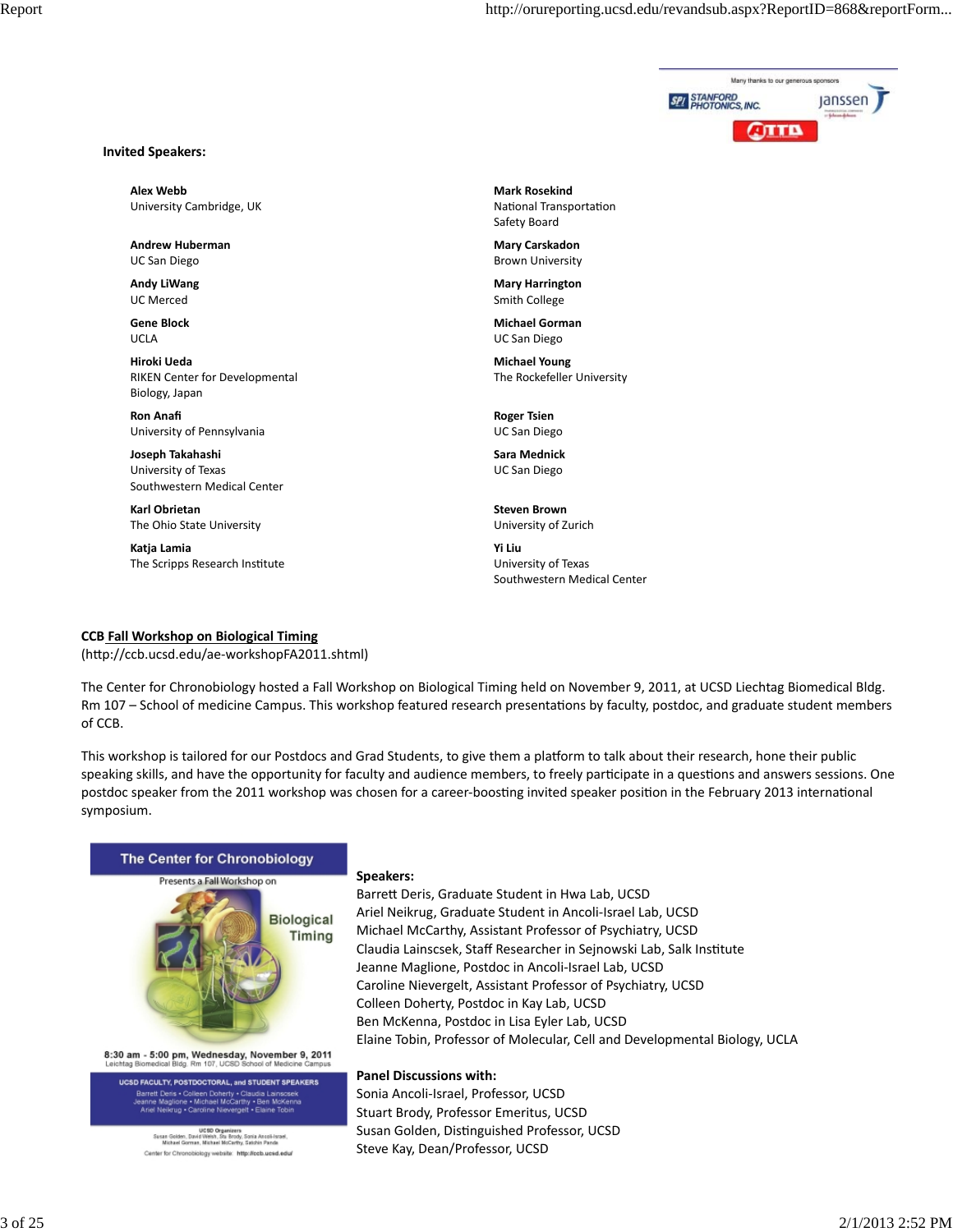Many thanks to our generous sponsors

STANFORD PHOTONICS, INC. janssen ATTD

**Invited Speakers:**

**Alex Webb**
University Cambridge, UK

**Andrew Huberman**
UC San Diego

**Andy LiWang**
UC Merced

**Gene Block**
UCLA

**Hiroki Ueda**
RIKEN Center for Developmental Biology, Japan

**Ron Anafi**
University of Pennsylvania

**Joseph Takahashi**
University of Texas Southwestern Medical Center

**Karl Obrietan**
The Ohio State University

**Katja Lamia**
The Scripps Research Institute

**Mark Rosekind**
National Transportation Safety Board

**Mary Carskadon**
Brown University

**Mary Harrington**
Smith College

**Michael Gorman**
UC San Diego

**Michael Young**
The Rockefeller University

**Roger Tsien**
UC San Diego

**Sara Mednick**
UC San Diego

**Steven Brown**
University of Zurich

**Yi Liu**
University of Texas Southwestern Medical Center

**CCB Fall Workshop on Biological Timing**
(http://ccb.ucsd.edu/ae-workshopFA2011.shtml)

The Center for Chronobiology hosted a Fall Workshop on Biological Timing held on November 9, 2011, at UCSD Liechtag Biomedical Bldg. Rm 107 – School of medicine Campus. This workshop featured research presentations by faculty, postdoc, and graduate student members of CCB.

This workshop is tailored for our Postdocs and Grad Students, to give them a platform to talk about their research, hone their public speaking skills, and have the opportunity for faculty and audience members, to freely participate in a questions and answers sessions. One postdoc speaker from the 2011 workshop was chosen for a career-boosting invited speaker position in the February 2013 international symposium.

The Center for Chronobiology

Presents a Fall Workshop on

Biological Timing

8:30 am - 5:00 pm, Wednesday, November 9, 2011
Leichtag Biomedical Bldg. Rm 107, UCSD School of Medicine Campus

UCSD FACULTY, POSTDOCTORAL, and STUDENT SPEAKERS
Barrett Deris • Colleen Doherty • Claudia Lainscsek
Jeanne Maglione • Michael McCarthy • Ben McKenna
Ariel Neikrug • Caroline Nievergelt • Elaine Tobin

UCSD Organizers
Susan Golden, David Welsh, Stu Brody, Sonia Ancoli-Israel, Michael Gorman, Michael McCarthy, Satchin Panda

Center for Chronobiology website: http://ccb.ucsd.edu/

**Speakers:**
Barrett Deris, Graduate Student in Hwa Lab, UCSD
Ariel Neikrug, Graduate Student in Ancoli-Israel Lab, UCSD
Michael McCarthy, Assistant Professor of Psychiatry, UCSD
Claudia Lainscsek, Staff Researcher in Sejnowski Lab, Salk Institute
Jeanne Maglione, Postdoc in Ancoli-Israel Lab, UCSD
Caroline Nievergelt, Assistant Professor of Psychiatry, UCSD
Colleen Doherty, Postdoc in Kay Lab, UCSD
Ben McKenna, Postdoc in Lisa Eyler Lab, UCSD
Elaine Tobin, Professor of Molecular, Cell and Developmental Biology, UCLA

**Panel Discussions with:**
Sonia Ancoli-Israel, Professor, UCSD
Stuart Brody, Professor Emeritus, UCSD
Susan Golden, Distinguished Professor, UCSD
Steve Kay, Dean/Professor, UCSD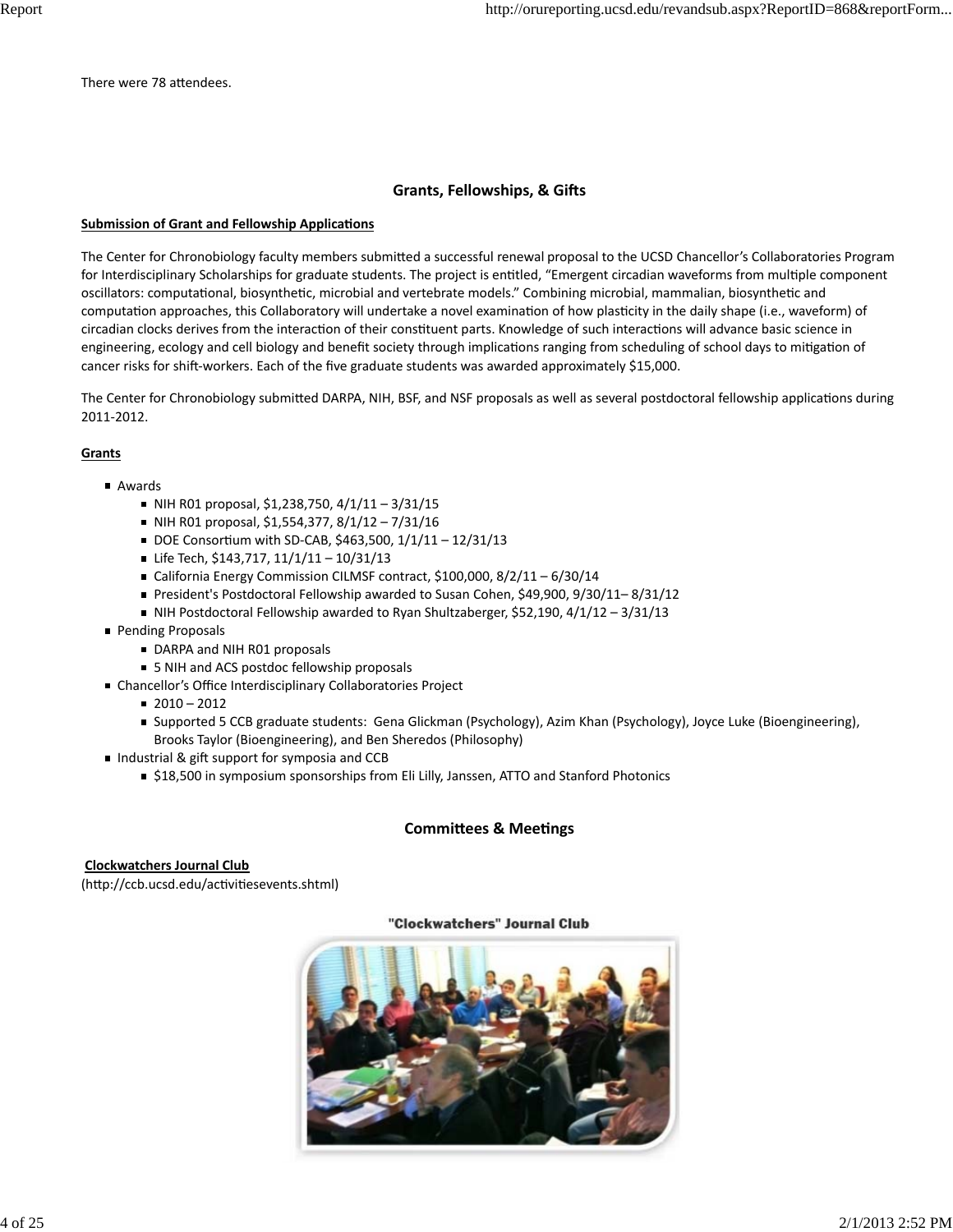There were 78 attendees.

## Grants, Fellowships, & Gifts

**Submission of Grant and Fellowship Applications**

The Center for Chronobiology faculty members submitted a successful renewal proposal to the UCSD Chancellor's Collaboratories Program for Interdisciplinary Scholarships for graduate students. The project is entitled, "Emergent circadian waveforms from multiple component oscillators: computational, biosynthetic, microbial and vertebrate models." Combining microbial, mammalian, biosynthetic and computation approaches, this Collaboratory will undertake a novel examination of how plasticity in the daily shape (i.e., waveform) of circadian clocks derives from the interaction of their constituent parts. Knowledge of such interactions will advance basic science in engineering, ecology and cell biology and benefit society through implications ranging from scheduling of school days to mitigation of cancer risks for shift-workers. Each of the five graduate students was awarded approximately $15,000.

The Center for Chronobiology submitted DARPA, NIH, BSF, and NSF proposals as well as several postdoctoral fellowship applications during 2011-2012.

**Grants**

- Awards
  - NIH R01 proposal, $1,238,750, 4/1/11 – 3/31/15
  - NIH R01 proposal, $1,554,377, 8/1/12 – 7/31/16
  - DOE Consortium with SD-CAB, $463,500, 1/1/11 – 12/31/13
  - Life Tech, $143,717, 11/1/11 – 10/31/13
  - California Energy Commission CILMSF contract, $100,000, 8/2/11 – 6/30/14
  - President's Postdoctoral Fellowship awarded to Susan Cohen, $49,900, 9/30/11– 8/31/12
  - NIH Postdoctoral Fellowship awarded to Ryan Shultzaberger, $52,190, 4/1/12 – 3/31/13
- Pending Proposals
  - DARPA and NIH R01 proposals
  - 5 NIH and ACS postdoc fellowship proposals
- Chancellor's Office Interdisciplinary Collaboratories Project
  - 2010 – 2012
  - Supported 5 CCB graduate students: Gena Glickman (Psychology), Azim Khan (Psychology), Joyce Luke (Bioengineering), Brooks Taylor (Bioengineering), and Ben Sheredos (Philosophy)
- Industrial & gift support for symposia and CCB
  - $18,500 in symposium sponsorships from Eli Lilly, Janssen, ATTO and Stanford Photonics

## Committees & Meetings

**Clockwatchers Journal Club**
(http://ccb.ucsd.edu/activitiesevents.shtml)

"Clockwatchers" Journal Club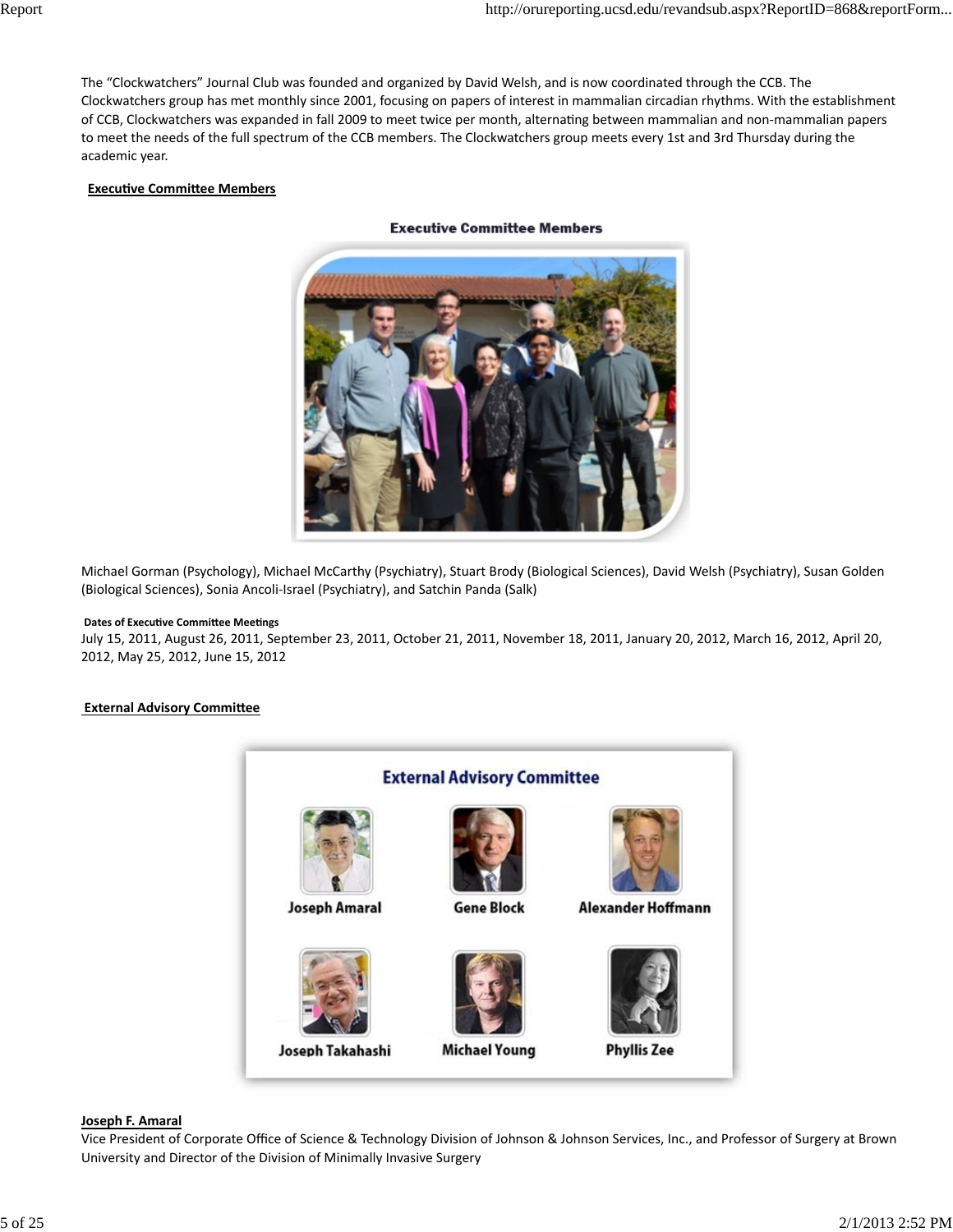The “Clockwatchers” Journal Club was founded and organized by David Welsh, and is now coordinated through the CCB. The Clockwatchers group has met monthly since 2001, focusing on papers of interest in mammalian circadian rhythms. With the establishment of CCB, Clockwatchers was expanded in fall 2009 to meet twice per month, alternating between mammalian and non-mammalian papers to meet the needs of the full spectrum of the CCB members. The Clockwatchers group meets every 1st and 3rd Thursday during the academic year.

**Executive Committee Members**

Michael Gorman (Psychology), Michael McCarthy (Psychiatry), Stuart Brody (Biological Sciences), David Welsh (Psychiatry), Susan Golden (Biological Sciences), Sonia Ancoli-Israel (Psychiatry), and Satchin Panda (Salk)

**Dates of Executive Committee Meetings**

July 15, 2011, August 26, 2011, September 23, 2011, October 21, 2011, November 18, 2011, January 20, 2012, March 16, 2012, April 20, 2012, May 25, 2012, June 15, 2012

**External Advisory Committee**

**Joseph F. Amaral**

Vice President of Corporate Office of Science & Technology Division of Johnson & Johnson Services, Inc., and Professor of Surgery at Brown University and Director of the Division of Minimally Invasive Surgery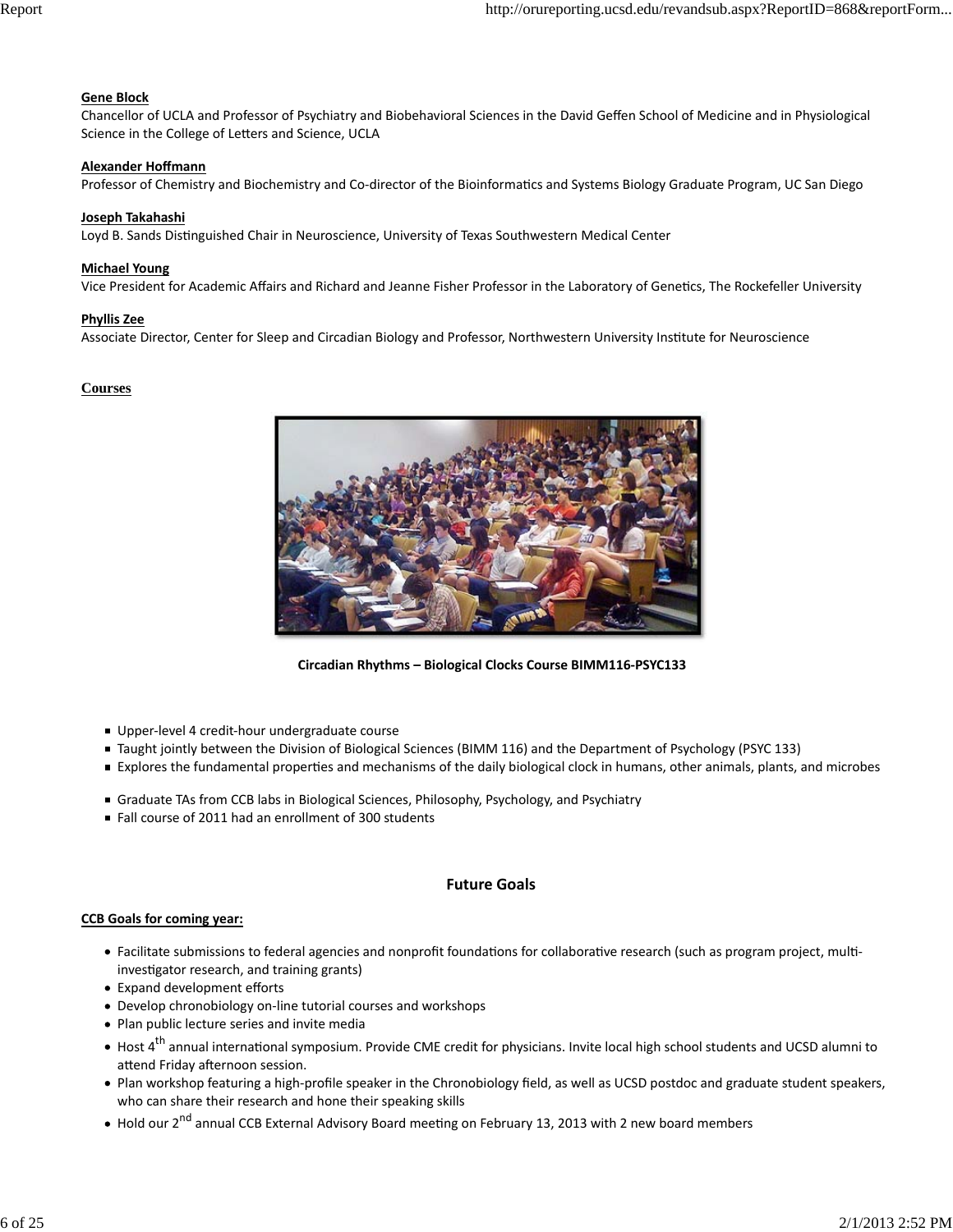**Gene Block**
Chancellor of UCLA and Professor of Psychiatry and Biobehavioral Sciences in the David Geffen School of Medicine and in Physiological Science in the College of Letters and Science, UCLA

**Alexander Hoffmann**
Professor of Chemistry and Biochemistry and Co-director of the Bioinformatics and Systems Biology Graduate Program, UC San Diego

**Joseph Takahashi**
Loyd B. Sands Distinguished Chair in Neuroscience, University of Texas Southwestern Medical Center

**Michael Young**
Vice President for Academic Affairs and Richard and Jeanne Fisher Professor in the Laboratory of Genetics, The Rockefeller University

**Phyllis Zee**
Associate Director, Center for Sleep and Circadian Biology and Professor, Northwestern University Institute for Neuroscience

**Courses**

**Circadian Rhythms – Biological Clocks Course BIMM116-PSYC133**

- Upper-level 4 credit-hour undergraduate course
- Taught jointly between the Division of Biological Sciences (BIMM 116) and the Department of Psychology (PSYC 133)
- Explores the fundamental properties and mechanisms of the daily biological clock in humans, other animals, plants, and microbes

- Graduate TAs from CCB labs in Biological Sciences, Philosophy, Psychology, and Psychiatry
- Fall course of 2011 had an enrollment of 300 students

## Future Goals

**CCB Goals for coming year:**

- Facilitate submissions to federal agencies and nonprofit foundations for collaborative research (such as program project, multi-investigator research, and training grants)
- Expand development efforts
- Develop chronobiology on-line tutorial courses and workshops
- Plan public lecture series and invite media
- Host 4th annual international symposium. Provide CME credit for physicians. Invite local high school students and UCSD alumni to attend Friday afternoon session.
- Plan workshop featuring a high-profile speaker in the Chronobiology field, as well as UCSD postdoc and graduate student speakers, who can share their research and hone their speaking skills
- Hold our 2nd annual CCB External Advisory Board meeting on February 13, 2013 with 2 new board members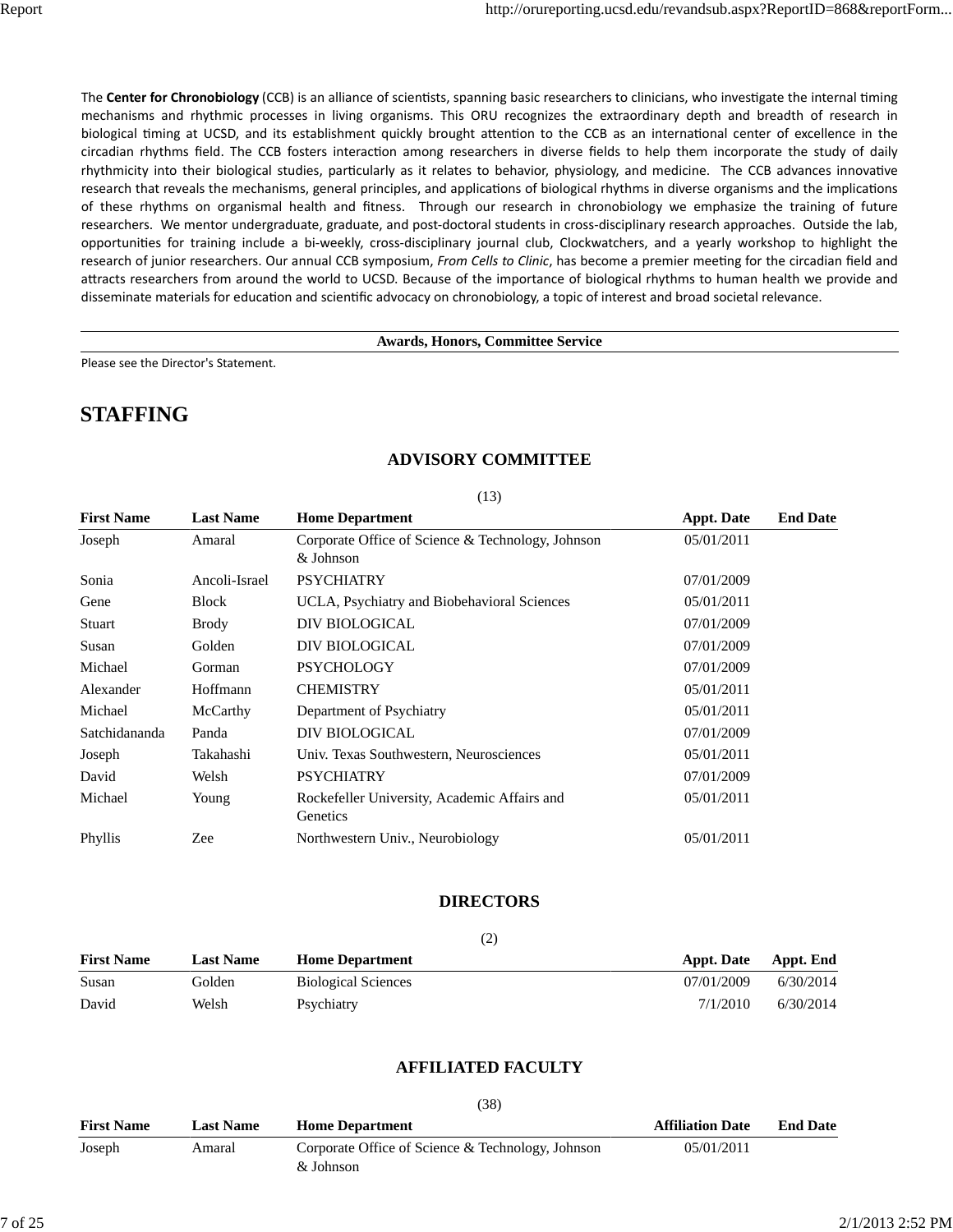The **Center for Chronobiology** (CCB) is an alliance of scientists, spanning basic researchers to clinicians, who investigate the internal timing mechanisms and rhythmic processes in living organisms. This ORU recognizes the extraordinary depth and breadth of research in biological timing at UCSD, and its establishment quickly brought attention to the CCB as an international center of excellence in the circadian rhythms field. The CCB fosters interaction among researchers in diverse fields to help them incorporate the study of daily rhythmicity into their biological studies, particularly as it relates to behavior, physiology, and medicine. The CCB advances innovative research that reveals the mechanisms, general principles, and applications of biological rhythms in diverse organisms and the implications of these rhythms on organismal health and fitness. Through our research in chronobiology we emphasize the training of future researchers. We mentor undergraduate, graduate, and post-doctoral students in cross-disciplinary research approaches. Outside the lab, opportunities for training include a bi-weekly, cross-disciplinary journal club, Clockwatchers, and a yearly workshop to highlight the research of junior researchers. Our annual CCB symposium, *From Cells to Clinic*, has become a premier meeting for the circadian field and attracts researchers from around the world to UCSD. Because of the importance of biological rhythms to human health we provide and disseminate materials for education and scientific advocacy on chronobiology, a topic of interest and broad societal relevance.

**Awards, Honors, Committee Service**

Please see the Director's Statement.

# STAFFING

## ADVISORY COMMITTEE

(13)

| First Name | Last Name | Home Department | Appt. Date | End Date |
|---|---|---|---|---|
| Joseph | Amaral | Corporate Office of Science & Technology, Johnson & Johnson | 05/01/2011 | |
| Sonia | Ancoli-Israel | PSYCHIATRY | 07/01/2009 | |
| Gene | Block | UCLA, Psychiatry and Biobehavioral Sciences | 05/01/2011 | |
| Stuart | Brody | DIV BIOLOGICAL | 07/01/2009 | |
| Susan | Golden | DIV BIOLOGICAL | 07/01/2009 | |
| Michael | Gorman | PSYCHOLOGY | 07/01/2009 | |
| Alexander | Hoffmann | CHEMISTRY | 05/01/2011 | |
| Michael | McCarthy | Department of Psychiatry | 05/01/2011 | |
| Satchidananda | Panda | DIV BIOLOGICAL | 07/01/2009 | |
| Joseph | Takahashi | Univ. Texas Southwestern, Neurosciences | 05/01/2011 | |
| David | Welsh | PSYCHIATRY | 07/01/2009 | |
| Michael | Young | Rockefeller University, Academic Affairs and Genetics | 05/01/2011 | |
| Phyllis | Zee | Northwestern Univ., Neurobiology | 05/01/2011 | |

## DIRECTORS

(2)

| First Name | Last Name | Home Department | Appt. Date | Appt. End |
|---|---|---|---|---|
| Susan | Golden | Biological Sciences | 07/01/2009 | 6/30/2014 |
| David | Welsh | Psychiatry | 7/1/2010 | 6/30/2014 |

## AFFILIATED FACULTY

(38)

| First Name | Last Name | Home Department | Affiliation Date | End Date |
|---|---|---|---|---|
| Joseph | Amaral | Corporate Office of Science & Technology, Johnson & Johnson | 05/01/2011 | |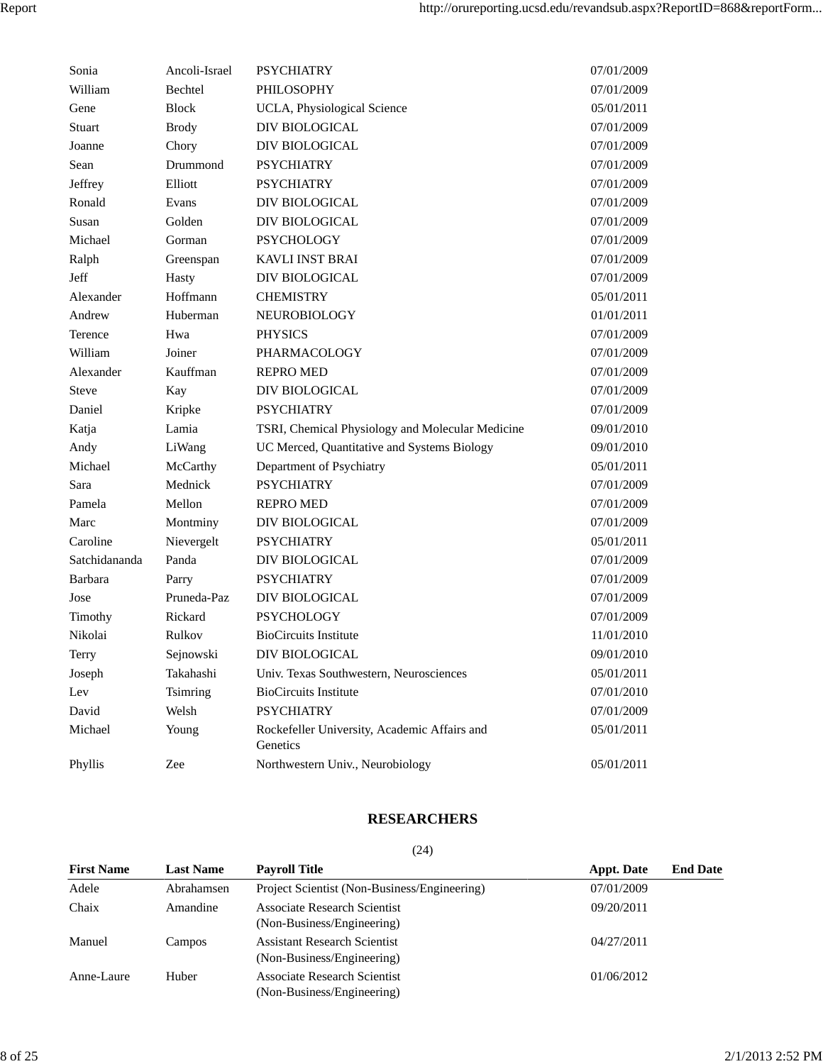| | | | |
|---|---|---|---|
| Sonia | Ancoli-Israel | PSYCHIATRY | 07/01/2009 |
| William | Bechtel | PHILOSOPHY | 07/01/2009 |
| Gene | Block | UCLA, Physiological Science | 05/01/2011 |
| Stuart | Brody | DIV BIOLOGICAL | 07/01/2009 |
| Joanne | Chory | DIV BIOLOGICAL | 07/01/2009 |
| Sean | Drummond | PSYCHIATRY | 07/01/2009 |
| Jeffrey | Elliott | PSYCHIATRY | 07/01/2009 |
| Ronald | Evans | DIV BIOLOGICAL | 07/01/2009 |
| Susan | Golden | DIV BIOLOGICAL | 07/01/2009 |
| Michael | Gorman | PSYCHOLOGY | 07/01/2009 |
| Ralph | Greenspan | KAVLI INST BRAI | 07/01/2009 |
| Jeff | Hasty | DIV BIOLOGICAL | 07/01/2009 |
| Alexander | Hoffmann | CHEMISTRY | 05/01/2011 |
| Andrew | Huberman | NEUROBIOLOGY | 01/01/2011 |
| Terence | Hwa | PHYSICS | 07/01/2009 |
| William | Joiner | PHARMACOLOGY | 07/01/2009 |
| Alexander | Kauffman | REPRO MED | 07/01/2009 |
| Steve | Kay | DIV BIOLOGICAL | 07/01/2009 |
| Daniel | Kripke | PSYCHIATRY | 07/01/2009 |
| Katja | Lamia | TSRI, Chemical Physiology and Molecular Medicine | 09/01/2010 |
| Andy | LiWang | UC Merced, Quantitative and Systems Biology | 09/01/2010 |
| Michael | McCarthy | Department of Psychiatry | 05/01/2011 |
| Sara | Mednick | PSYCHIATRY | 07/01/2009 |
| Pamela | Mellon | REPRO MED | 07/01/2009 |
| Marc | Montminy | DIV BIOLOGICAL | 07/01/2009 |
| Caroline | Nievergelt | PSYCHIATRY | 05/01/2011 |
| Satchidananda | Panda | DIV BIOLOGICAL | 07/01/2009 |
| Barbara | Parry | PSYCHIATRY | 07/01/2009 |
| Jose | Pruneda-Paz | DIV BIOLOGICAL | 07/01/2009 |
| Timothy | Rickard | PSYCHOLOGY | 07/01/2009 |
| Nikolai | Rulkov | BioCircuits Institute | 11/01/2010 |
| Terry | Sejnowski | DIV BIOLOGICAL | 09/01/2010 |
| Joseph | Takahashi | Univ. Texas Southwestern, Neurosciences | 05/01/2011 |
| Lev | Tsimring | BioCircuits Institute | 07/01/2010 |
| David | Welsh | PSYCHIATRY | 07/01/2009 |
| Michael | Young | Rockefeller University, Academic Affairs and Genetics | 05/01/2011 |
| Phyllis | Zee | Northwestern Univ., Neurobiology | 05/01/2011 |

## RESEARCHERS

(24)

| First Name | Last Name | Payroll Title | Appt. Date | End Date |
|---|---|---|---|---|
| Adele | Abrahamsen | Project Scientist (Non-Business/Engineering) | 07/01/2009 | |
| Chaix | Amandine | Associate Research Scientist (Non-Business/Engineering) | 09/20/2011 | |
| Manuel | Campos | Assistant Research Scientist (Non-Business/Engineering) | 04/27/2011 | |
| Anne-Laure | Huber | Associate Research Scientist (Non-Business/Engineering) | 01/06/2012 | |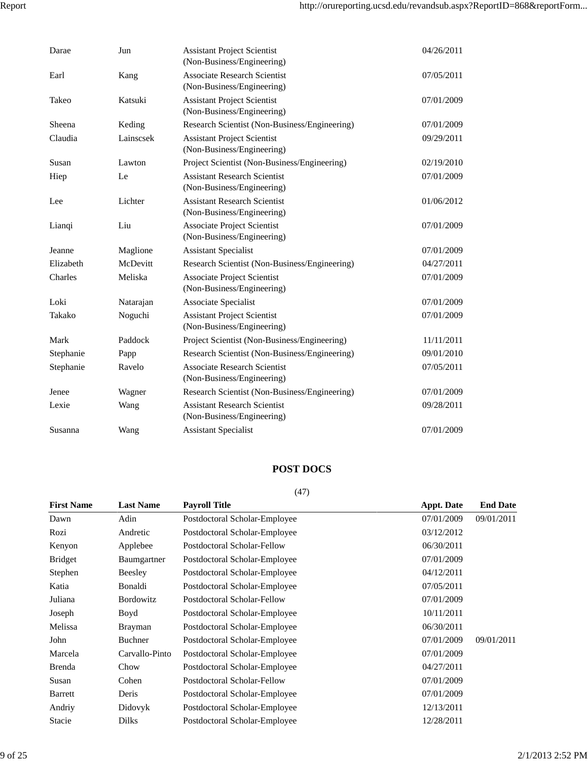| | | | |
|---|---|---|---|
| Darae | Jun | Assistant Project Scientist (Non-Business/Engineering) | 04/26/2011 |
| Earl | Kang | Associate Research Scientist (Non-Business/Engineering) | 07/05/2011 |
| Takeo | Katsuki | Assistant Project Scientist (Non-Business/Engineering) | 07/01/2009 |
| Sheena | Keding | Research Scientist (Non-Business/Engineering) | 07/01/2009 |
| Claudia | Lainscsek | Assistant Project Scientist (Non-Business/Engineering) | 09/29/2011 |
| Susan | Lawton | Project Scientist (Non-Business/Engineering) | 02/19/2010 |
| Hiep | Le | Assistant Research Scientist (Non-Business/Engineering) | 07/01/2009 |
| Lee | Lichter | Assistant Research Scientist (Non-Business/Engineering) | 01/06/2012 |
| Lianqi | Liu | Associate Project Scientist (Non-Business/Engineering) | 07/01/2009 |
| Jeanne | Maglione | Assistant Specialist | 07/01/2009 |
| Elizabeth | McDevitt | Research Scientist (Non-Business/Engineering) | 04/27/2011 |
| Charles | Meliska | Associate Project Scientist (Non-Business/Engineering) | 07/01/2009 |
| Loki | Natarajan | Associate Specialist | 07/01/2009 |
| Takako | Noguchi | Assistant Project Scientist (Non-Business/Engineering) | 07/01/2009 |
| Mark | Paddock | Project Scientist (Non-Business/Engineering) | 11/11/2011 |
| Stephanie | Papp | Research Scientist (Non-Business/Engineering) | 09/01/2010 |
| Stephanie | Ravelo | Associate Research Scientist (Non-Business/Engineering) | 07/05/2011 |
| Jenee | Wagner | Research Scientist (Non-Business/Engineering) | 07/01/2009 |
| Lexie | Wang | Assistant Research Scientist (Non-Business/Engineering) | 09/28/2011 |
| Susanna | Wang | Assistant Specialist | 07/01/2009 |

## POST DOCS

(47)

| First Name | Last Name | Payroll Title | Appt. Date | End Date |
|---|---|---|---|---|
| Dawn | Adin | Postdoctoral Scholar-Employee | 07/01/2009 | 09/01/2011 |
| Rozi | Andretic | Postdoctoral Scholar-Employee | 03/12/2012 | |
| Kenyon | Applebee | Postdoctoral Scholar-Fellow | 06/30/2011 | |
| Bridget | Baumgartner | Postdoctoral Scholar-Employee | 07/01/2009 | |
| Stephen | Beesley | Postdoctoral Scholar-Employee | 04/12/2011 | |
| Katia | Bonaldi | Postdoctoral Scholar-Employee | 07/05/2011 | |
| Juliana | Bordowitz | Postdoctoral Scholar-Fellow | 07/01/2009 | |
| Joseph | Boyd | Postdoctoral Scholar-Employee | 10/11/2011 | |
| Melissa | Brayman | Postdoctoral Scholar-Employee | 06/30/2011 | |
| John | Buchner | Postdoctoral Scholar-Employee | 07/01/2009 | 09/01/2011 |
| Marcela | Carvallo-Pinto | Postdoctoral Scholar-Employee | 07/01/2009 | |
| Brenda | Chow | Postdoctoral Scholar-Employee | 04/27/2011 | |
| Susan | Cohen | Postdoctoral Scholar-Fellow | 07/01/2009 | |
| Barrett | Deris | Postdoctoral Scholar-Employee | 07/01/2009 | |
| Andriy | Didovyk | Postdoctoral Scholar-Employee | 12/13/2011 | |
| Stacie | Dilks | Postdoctoral Scholar-Employee | 12/28/2011 | |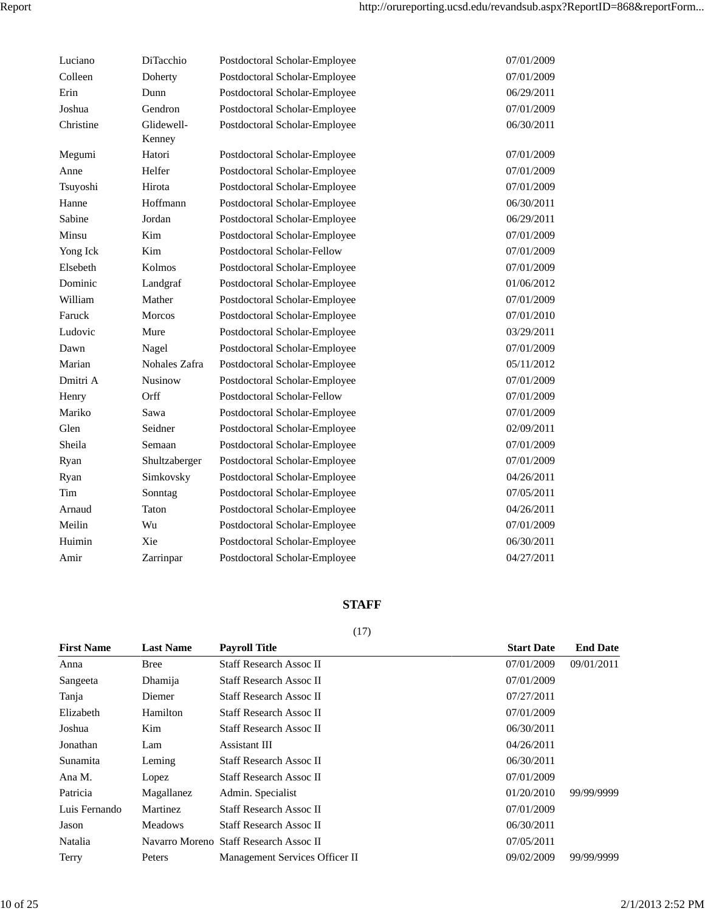| | | | | |
|---|---|---|---|---|
| Luciano | DiTacchio | Postdoctoral Scholar-Employee | 07/01/2009 | |
| Colleen | Doherty | Postdoctoral Scholar-Employee | 07/01/2009 | |
| Erin | Dunn | Postdoctoral Scholar-Employee | 06/29/2011 | |
| Joshua | Gendron | Postdoctoral Scholar-Employee | 07/01/2009 | |
| Christine | Glidewell-Kenney | Postdoctoral Scholar-Employee | 06/30/2011 | |
| Megumi | Hatori | Postdoctoral Scholar-Employee | 07/01/2009 | |
| Anne | Helfer | Postdoctoral Scholar-Employee | 07/01/2009 | |
| Tsuyoshi | Hirota | Postdoctoral Scholar-Employee | 07/01/2009 | |
| Hanne | Hoffmann | Postdoctoral Scholar-Employee | 06/30/2011 | |
| Sabine | Jordan | Postdoctoral Scholar-Employee | 06/29/2011 | |
| Minsu | Kim | Postdoctoral Scholar-Employee | 07/01/2009 | |
| Yong Ick | Kim | Postdoctoral Scholar-Fellow | 07/01/2009 | |
| Elsebeth | Kolmos | Postdoctoral Scholar-Employee | 07/01/2009 | |
| Dominic | Landgraf | Postdoctoral Scholar-Employee | 01/06/2012 | |
| William | Mather | Postdoctoral Scholar-Employee | 07/01/2009 | |
| Faruck | Morcos | Postdoctoral Scholar-Employee | 07/01/2010 | |
| Ludovic | Mure | Postdoctoral Scholar-Employee | 03/29/2011 | |
| Dawn | Nagel | Postdoctoral Scholar-Employee | 07/01/2009 | |
| Marian | Nohales Zafra | Postdoctoral Scholar-Employee | 05/11/2012 | |
| Dmitri A | Nusinow | Postdoctoral Scholar-Employee | 07/01/2009 | |
| Henry | Orff | Postdoctoral Scholar-Fellow | 07/01/2009 | |
| Mariko | Sawa | Postdoctoral Scholar-Employee | 07/01/2009 | |
| Glen | Seidner | Postdoctoral Scholar-Employee | 02/09/2011 | |
| Sheila | Semaan | Postdoctoral Scholar-Employee | 07/01/2009 | |
| Ryan | Shultzaberger | Postdoctoral Scholar-Employee | 07/01/2009 | |
| Ryan | Simkovsky | Postdoctoral Scholar-Employee | 04/26/2011 | |
| Tim | Sonntag | Postdoctoral Scholar-Employee | 07/05/2011 | |
| Arnaud | Taton | Postdoctoral Scholar-Employee | 04/26/2011 | |
| Meilin | Wu | Postdoctoral Scholar-Employee | 07/01/2009 | |
| Huimin | Xie | Postdoctoral Scholar-Employee | 06/30/2011 | |
| Amir | Zarrinpar | Postdoctoral Scholar-Employee | 04/27/2011 | |

## STAFF

(17)

| First Name | Last Name | Payroll Title | Start Date | End Date |
|---|---|---|---|---|
| Anna | Bree | Staff Research Assoc II | 07/01/2009 | 09/01/2011 |
| Sangeeta | Dhamija | Staff Research Assoc II | 07/01/2009 | |
| Tanja | Diemer | Staff Research Assoc II | 07/27/2011 | |
| Elizabeth | Hamilton | Staff Research Assoc II | 07/01/2009 | |
| Joshua | Kim | Staff Research Assoc II | 06/30/2011 | |
| Jonathan | Lam | Assistant III | 04/26/2011 | |
| Sunamita | Leming | Staff Research Assoc II | 06/30/2011 | |
| Ana M. | Lopez | Staff Research Assoc II | 07/01/2009 | |
| Patricia | Magallanez | Admin. Specialist | 01/20/2010 | 99/99/9999 |
| Luis Fernando | Martinez | Staff Research Assoc II | 07/01/2009 | |
| Jason | Meadows | Staff Research Assoc II | 06/30/2011 | |
| Natalia | Navarro Moreno | Staff Research Assoc II | 07/05/2011 | |
| Terry | Peters | Management Services Officer II | 09/02/2009 | 99/99/9999 |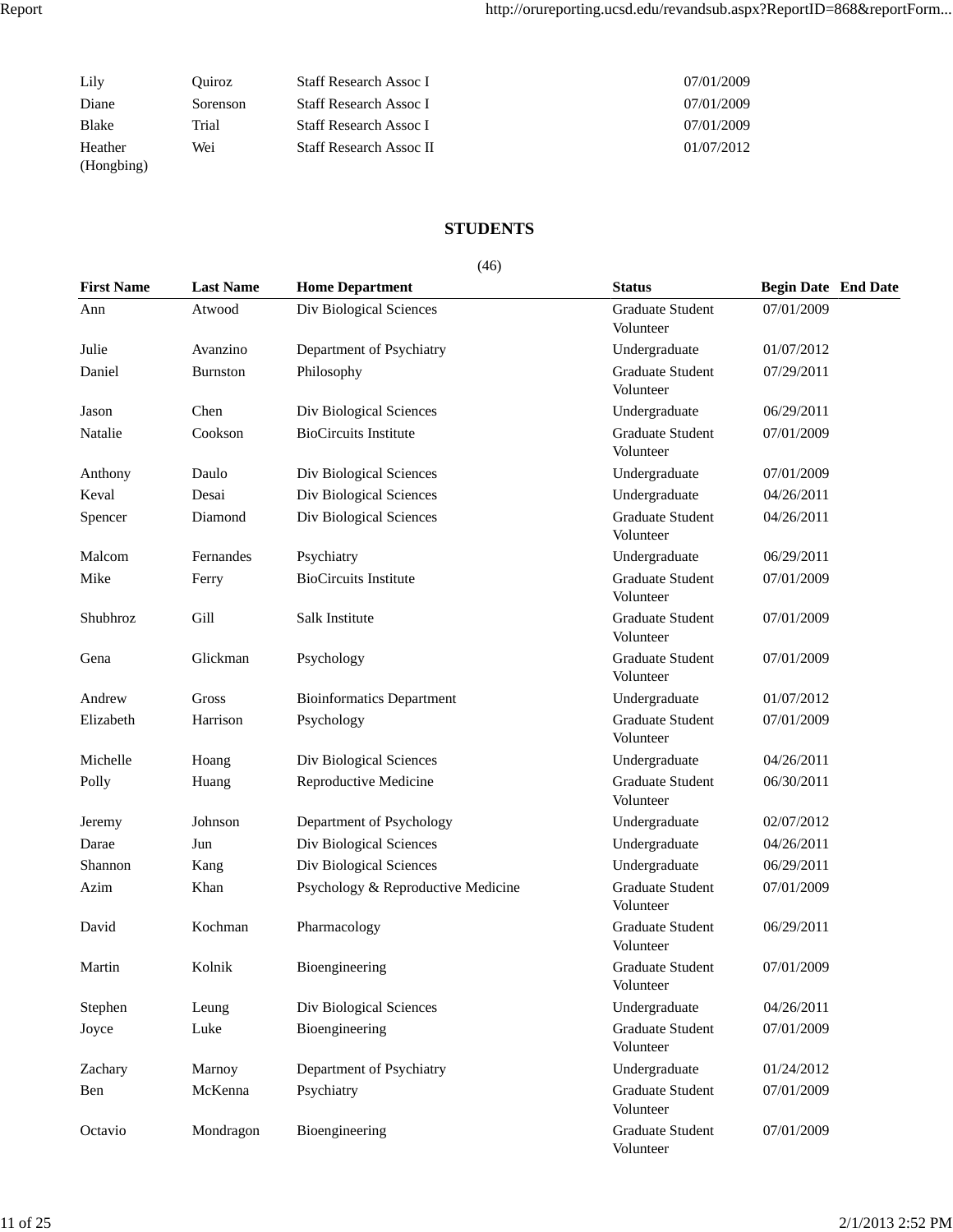| | | | |
|---|---|---|---|
| Lily | Quiroz | Staff Research Assoc I | 07/01/2009 |
| Diane | Sorenson | Staff Research Assoc I | 07/01/2009 |
| Blake | Trial | Staff Research Assoc I | 07/01/2009 |
| Heather (Hongbing) | Wei | Staff Research Assoc II | 01/07/2012 |

## STUDENTS

(46)

| First Name | Last Name | Home Department | Status | Begin Date | End Date |
|---|---|---|---|---|---|
| Ann | Atwood | Div Biological Sciences | Graduate Student Volunteer | 07/01/2009 | |
| Julie | Avanzino | Department of Psychiatry | Undergraduate | 01/07/2012 | |
| Daniel | Burnston | Philosophy | Graduate Student Volunteer | 07/29/2011 | |
| Jason | Chen | Div Biological Sciences | Undergraduate | 06/29/2011 | |
| Natalie | Cookson | BioCircuits Institute | Graduate Student Volunteer | 07/01/2009 | |
| Anthony | Daulo | Div Biological Sciences | Undergraduate | 07/01/2009 | |
| Keval | Desai | Div Biological Sciences | Undergraduate | 04/26/2011 | |
| Spencer | Diamond | Div Biological Sciences | Graduate Student Volunteer | 04/26/2011 | |
| Malcom | Fernandes | Psychiatry | Undergraduate | 06/29/2011 | |
| Mike | Ferry | BioCircuits Institute | Graduate Student Volunteer | 07/01/2009 | |
| Shubhroz | Gill | Salk Institute | Graduate Student Volunteer | 07/01/2009 | |
| Gena | Glickman | Psychology | Graduate Student Volunteer | 07/01/2009 | |
| Andrew | Gross | Bioinformatics Department | Undergraduate | 01/07/2012 | |
| Elizabeth | Harrison | Psychology | Graduate Student Volunteer | 07/01/2009 | |
| Michelle | Hoang | Div Biological Sciences | Undergraduate | 04/26/2011 | |
| Polly | Huang | Reproductive Medicine | Graduate Student Volunteer | 06/30/2011 | |
| Jeremy | Johnson | Department of Psychology | Undergraduate | 02/07/2012 | |
| Darae | Jun | Div Biological Sciences | Undergraduate | 04/26/2011 | |
| Shannon | Kang | Div Biological Sciences | Undergraduate | 06/29/2011 | |
| Azim | Khan | Psychology & Reproductive Medicine | Graduate Student Volunteer | 07/01/2009 | |
| David | Kochman | Pharmacology | Graduate Student Volunteer | 06/29/2011 | |
| Martin | Kolnik | Bioengineering | Graduate Student Volunteer | 07/01/2009 | |
| Stephen | Leung | Div Biological Sciences | Undergraduate | 04/26/2011 | |
| Joyce | Luke | Bioengineering | Graduate Student Volunteer | 07/01/2009 | |
| Zachary | Marnoy | Department of Psychiatry | Undergraduate | 01/24/2012 | |
| Ben | McKenna | Psychiatry | Graduate Student Volunteer | 07/01/2009 | |
| Octavio | Mondragon | Bioengineering | Graduate Student Volunteer | 07/01/2009 | |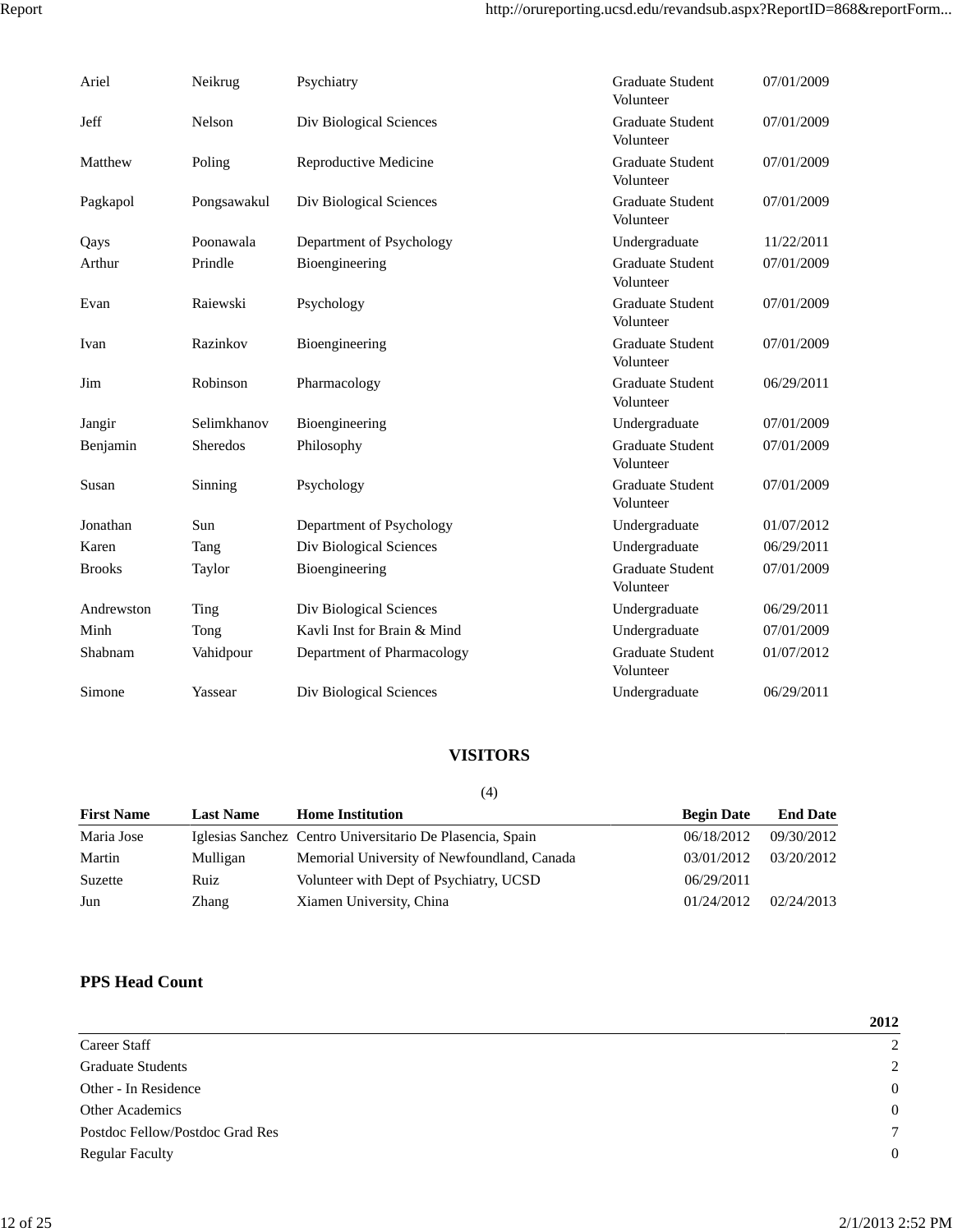| | | | | |
|---|---|---|---|---|
| Ariel | Neikrug | Psychiatry | Graduate Student Volunteer | 07/01/2009 |
| Jeff | Nelson | Div Biological Sciences | Graduate Student Volunteer | 07/01/2009 |
| Matthew | Poling | Reproductive Medicine | Graduate Student Volunteer | 07/01/2009 |
| Pagkapol | Pongsawakul | Div Biological Sciences | Graduate Student Volunteer | 07/01/2009 |
| Qays | Poonawala | Department of Psychology | Undergraduate | 11/22/2011 |
| Arthur | Prindle | Bioengineering | Graduate Student Volunteer | 07/01/2009 |
| Evan | Raiewski | Psychology | Graduate Student Volunteer | 07/01/2009 |
| Ivan | Razinkov | Bioengineering | Graduate Student Volunteer | 07/01/2009 |
| Jim | Robinson | Pharmacology | Graduate Student Volunteer | 06/29/2011 |
| Jangir | Selimkhanov | Bioengineering | Undergraduate | 07/01/2009 |
| Benjamin | Sheredos | Philosophy | Graduate Student Volunteer | 07/01/2009 |
| Susan | Sinning | Psychology | Graduate Student Volunteer | 07/01/2009 |
| Jonathan | Sun | Department of Psychology | Undergraduate | 01/07/2012 |
| Karen | Tang | Div Biological Sciences | Undergraduate | 06/29/2011 |
| Brooks | Taylor | Bioengineering | Graduate Student Volunteer | 07/01/2009 |
| Andrewston | Ting | Div Biological Sciences | Undergraduate | 06/29/2011 |
| Minh | Tong | Kavli Inst for Brain & Mind | Undergraduate | 07/01/2009 |
| Shabnam | Vahidpour | Department of Pharmacology | Graduate Student Volunteer | 01/07/2012 |
| Simone | Yassear | Div Biological Sciences | Undergraduate | 06/29/2011 |

## VISITORS

(4)

| First Name | Last Name | Home Institution | Begin Date | End Date |
|---|---|---|---|---|
| Maria Jose | Iglesias Sanchez | Centro Universitario De Plasencia, Spain | 06/18/2012 | 09/30/2012 |
| Martin | Mulligan | Memorial University of Newfoundland, Canada | 03/01/2012 | 03/20/2012 |
| Suzette | Ruiz | Volunteer with Dept of Psychiatry, UCSD | 06/29/2011 | |
| Jun | Zhang | Xiamen University, China | 01/24/2012 | 02/24/2013 |

## PPS Head Count

| | 2012 |
|---|---|
| Career Staff | 2 |
| Graduate Students | 2 |
| Other - In Residence | 0 |
| Other Academics | 0 |
| Postdoc Fellow/Postdoc Grad Res | 7 |
| Regular Faculty | 0 |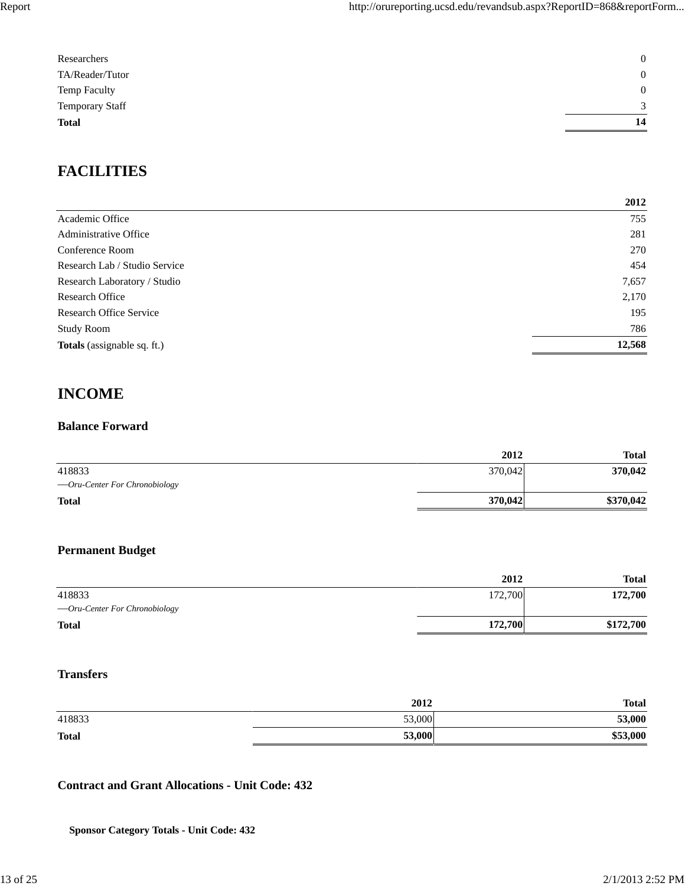| | |
|---|---:|
| Researchers | 0 |
| TA/Reader/Tutor | 0 |
| Temp Faculty | 0 |
| Temporary Staff | 3 |
| **Total** | **14** |

# FACILITIES

| | 2012 |
|---|---:|
| Academic Office | 755 |
| Administrative Office | 281 |
| Conference Room | 270 |
| Research Lab / Studio Service | 454 |
| Research Laboratory / Studio | 7,657 |
| Research Office | 2,170 |
| Research Office Service | 195 |
| Study Room | 786 |
| **Totals** (assignable sq. ft.) | **12,568** |

# INCOME

### Balance Forward

| | 2012 | Total |
|---|---:|---:|
| 418833<br>—*Oru-Center For Chronobiology* | 370,042 | **370,042** |
| **Total** | **370,042** | **$370,042** |

### Permanent Budget

| | 2012 | Total |
|---|---:|---:|
| 418833<br>—*Oru-Center For Chronobiology* | 172,700 | **172,700** |
| **Total** | **172,700** | **$172,700** |

### Transfers

| | 2012 | Total |
|---|---:|---:|
| 418833 | 53,000 | **53,000** |
| **Total** | **53,000** | **$53,000** |

### Contract and Grant Allocations - Unit Code: 432

**Sponsor Category Totals - Unit Code: 432**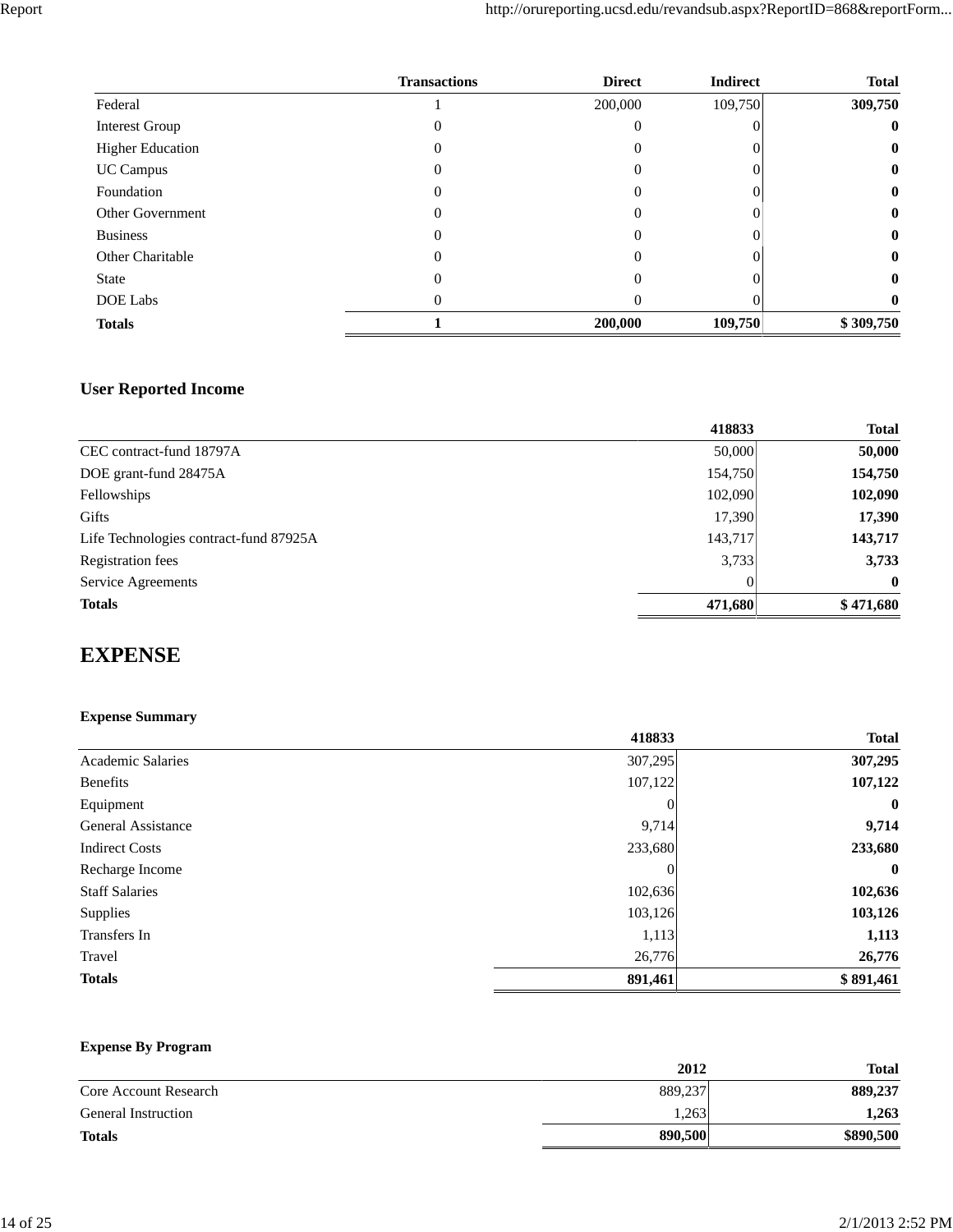| | Transactions | Direct | Indirect | Total |
|---|---|---|---|---|
| Federal | 1 | 200,000 | 109,750 | **309,750** |
| Interest Group | 0 | 0 | 0 | **0** |
| Higher Education | 0 | 0 | 0 | **0** |
| UC Campus | 0 | 0 | 0 | **0** |
| Foundation | 0 | 0 | 0 | **0** |
| Other Government | 0 | 0 | 0 | **0** |
| Business | 0 | 0 | 0 | **0** |
| Other Charitable | 0 | 0 | 0 | **0** |
| State | 0 | 0 | 0 | **0** |
| DOE Labs | 0 | 0 | 0 | **0** |
| **Totals** | **1** | **200,000** | **109,750** | **$ 309,750** |

### User Reported Income

| | 418833 | Total |
|---|---|---|
| CEC contract-fund 18797A | 50,000 | **50,000** |
| DOE grant-fund 28475A | 154,750 | **154,750** |
| Fellowships | 102,090 | **102,090** |
| Gifts | 17,390 | **17,390** |
| Life Technologies contract-fund 87925A | 143,717 | **143,717** |
| Registration fees | 3,733 | **3,733** |
| Service Agreements | 0 | **0** |
| **Totals** | **471,680** | **$ 471,680** |

## EXPENSE

**Expense Summary**

| | 418833 | Total |
|---|---|---|
| Academic Salaries | 307,295 | **307,295** |
| Benefits | 107,122 | **107,122** |
| Equipment | 0 | **0** |
| General Assistance | 9,714 | **9,714** |
| Indirect Costs | 233,680 | **233,680** |
| Recharge Income | 0 | **0** |
| Staff Salaries | 102,636 | **102,636** |
| Supplies | 103,126 | **103,126** |
| Transfers In | 1,113 | **1,113** |
| Travel | 26,776 | **26,776** |
| **Totals** | **891,461** | **$ 891,461** |

**Expense By Program**

| | 2012 | Total |
|---|---|---|
| Core Account Research | 889,237 | **889,237** |
| General Instruction | 1,263 | **1,263** |
| **Totals** | **890,500** | **$890,500** |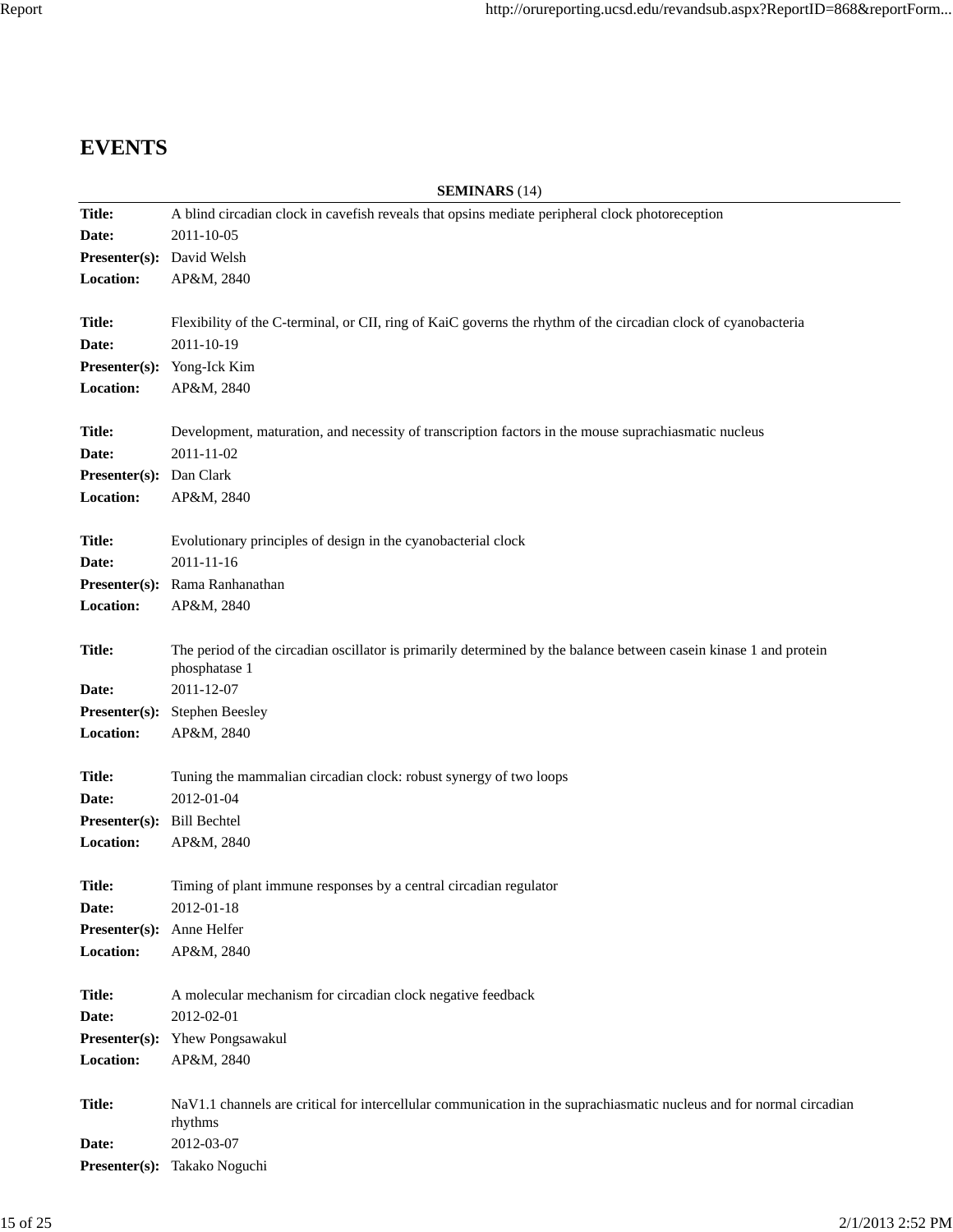# EVENTS

**SEMINARS** (14)

**Title:** A blind circadian clock in cavefish reveals that opsins mediate peripheral clock photoreception
**Date:** 2011-10-05
**Presenter(s):** David Welsh
**Location:** AP&M, 2840

**Title:** Flexibility of the C-terminal, or CII, ring of KaiC governs the rhythm of the circadian clock of cyanobacteria
**Date:** 2011-10-19
**Presenter(s):** Yong-Ick Kim
**Location:** AP&M, 2840

**Title:** Development, maturation, and necessity of transcription factors in the mouse suprachiasmatic nucleus
**Date:** 2011-11-02
**Presenter(s):** Dan Clark
**Location:** AP&M, 2840

**Title:** Evolutionary principles of design in the cyanobacterial clock
**Date:** 2011-11-16
**Presenter(s):** Rama Ranhanathan
**Location:** AP&M, 2840

**Title:** The period of the circadian oscillator is primarily determined by the balance between casein kinase 1 and protein phosphatase 1
**Date:** 2011-12-07
**Presenter(s):** Stephen Beesley
**Location:** AP&M, 2840

**Title:** Tuning the mammalian circadian clock: robust synergy of two loops
**Date:** 2012-01-04
**Presenter(s):** Bill Bechtel
**Location:** AP&M, 2840

**Title:** Timing of plant immune responses by a central circadian regulator
**Date:** 2012-01-18
**Presenter(s):** Anne Helfer
**Location:** AP&M, 2840

**Title:** A molecular mechanism for circadian clock negative feedback
**Date:** 2012-02-01
**Presenter(s):** Yhew Pongsawakul
**Location:** AP&M, 2840

**Title:** NaV1.1 channels are critical for intercellular communication in the suprachiasmatic nucleus and for normal circadian rhythms
**Date:** 2012-03-07
**Presenter(s):** Takako Noguchi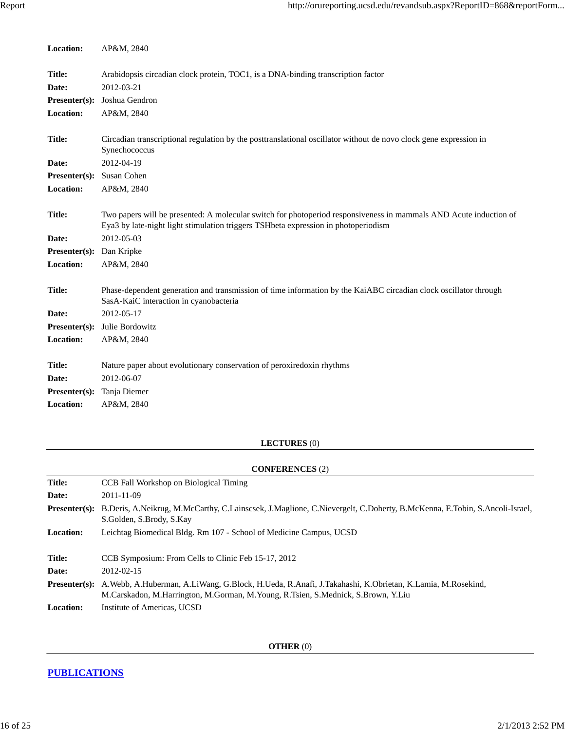**Location:** AP&M, 2840

**Title:** Arabidopsis circadian clock protein, TOC1, is a DNA-binding transcription factor
**Date:** 2012-03-21
**Presenter(s):** Joshua Gendron
**Location:** AP&M, 2840

**Title:** Circadian transcriptional regulation by the posttranslational oscillator without de novo clock gene expression in Synechococcus
**Date:** 2012-04-19
**Presenter(s):** Susan Cohen
**Location:** AP&M, 2840

**Title:** Two papers will be presented: A molecular switch for photoperiod responsiveness in mammals AND Acute induction of Eya3 by late-night light stimulation triggers TSHbeta expression in photoperiodism
**Date:** 2012-05-03
**Presenter(s):** Dan Kripke
**Location:** AP&M, 2840

**Title:** Phase-dependent generation and transmission of time information by the KaiABC circadian clock oscillator through SasA-KaiC interaction in cyanobacteria
**Date:** 2012-05-17
**Presenter(s):** Julie Bordowitz
**Location:** AP&M, 2840

**Title:** Nature paper about evolutionary conservation of peroxiredoxin rhythms
**Date:** 2012-06-07
**Presenter(s):** Tanja Diemer
**Location:** AP&M, 2840

## LECTURES (0)

## CONFERENCES (2)

**Title:** CCB Fall Workshop on Biological Timing
**Date:** 2011-11-09
**Presenter(s):** B.Deris, A.Neikrug, M.McCarthy, C.Lainscsek, J.Maglione, C.Nievergelt, C.Doherty, B.McKenna, E.Tobin, S.Ancoli-Israel, S.Golden, S.Brody, S.Kay
**Location:** Leichtag Biomedical Bldg. Rm 107 - School of Medicine Campus, UCSD

**Title:** CCB Symposium: From Cells to Clinic Feb 15-17, 2012
**Date:** 2012-02-15
**Presenter(s):** A.Webb, A.Huberman, A.LiWang, G.Block, H.Ueda, R.Anafi, J.Takahashi, K.Obrietan, K.Lamia, M.Rosekind, M.Carskadon, M.Harrington, M.Gorman, M.Young, R.Tsien, S.Mednick, S.Brown, Y.Liu
**Location:** Institute of Americas, UCSD

## OTHER (0)

## PUBLICATIONS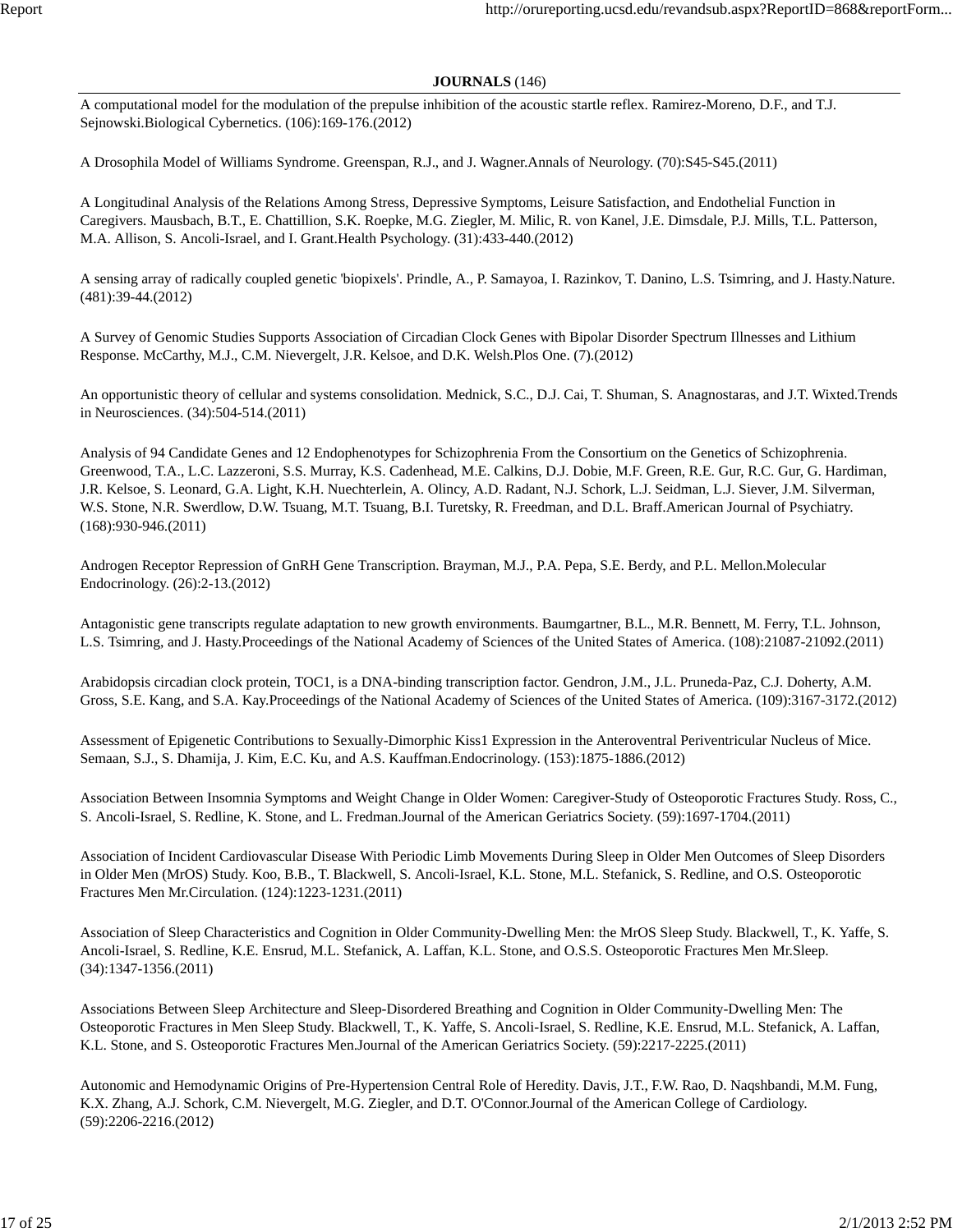**JOURNALS** (146)

A computational model for the modulation of the prepulse inhibition of the acoustic startle reflex. Ramirez-Moreno, D.F., and T.J. Sejnowski.Biological Cybernetics. (106):169-176.(2012)

A Drosophila Model of Williams Syndrome. Greenspan, R.J., and J. Wagner.Annals of Neurology. (70):S45-S45.(2011)

A Longitudinal Analysis of the Relations Among Stress, Depressive Symptoms, Leisure Satisfaction, and Endothelial Function in Caregivers. Mausbach, B.T., E. Chattillion, S.K. Roepke, M.G. Ziegler, M. Milic, R. von Kanel, J.E. Dimsdale, P.J. Mills, T.L. Patterson, M.A. Allison, S. Ancoli-Israel, and I. Grant.Health Psychology. (31):433-440.(2012)

A sensing array of radically coupled genetic 'biopixels'. Prindle, A., P. Samayoa, I. Razinkov, T. Danino, L.S. Tsimring, and J. Hasty.Nature. (481):39-44.(2012)

A Survey of Genomic Studies Supports Association of Circadian Clock Genes with Bipolar Disorder Spectrum Illnesses and Lithium Response. McCarthy, M.J., C.M. Nievergelt, J.R. Kelsoe, and D.K. Welsh.Plos One. (7).(2012)

An opportunistic theory of cellular and systems consolidation. Mednick, S.C., D.J. Cai, T. Shuman, S. Anagnostaras, and J.T. Wixted.Trends in Neurosciences. (34):504-514.(2011)

Analysis of 94 Candidate Genes and 12 Endophenotypes for Schizophrenia From the Consortium on the Genetics of Schizophrenia. Greenwood, T.A., L.C. Lazzeroni, S.S. Murray, K.S. Cadenhead, M.E. Calkins, D.J. Dobie, M.F. Green, R.E. Gur, R.C. Gur, G. Hardiman, J.R. Kelsoe, S. Leonard, G.A. Light, K.H. Nuechterlein, A. Olincy, A.D. Radant, N.J. Schork, L.J. Seidman, L.J. Siever, J.M. Silverman, W.S. Stone, N.R. Swerdlow, D.W. Tsuang, M.T. Tsuang, B.I. Turetsky, R. Freedman, and D.L. Braff.American Journal of Psychiatry. (168):930-946.(2011)

Androgen Receptor Repression of GnRH Gene Transcription. Brayman, M.J., P.A. Pepa, S.E. Berdy, and P.L. Mellon.Molecular Endocrinology. (26):2-13.(2012)

Antagonistic gene transcripts regulate adaptation to new growth environments. Baumgartner, B.L., M.R. Bennett, M. Ferry, T.L. Johnson, L.S. Tsimring, and J. Hasty.Proceedings of the National Academy of Sciences of the United States of America. (108):21087-21092.(2011)

Arabidopsis circadian clock protein, TOC1, is a DNA-binding transcription factor. Gendron, J.M., J.L. Pruneda-Paz, C.J. Doherty, A.M. Gross, S.E. Kang, and S.A. Kay.Proceedings of the National Academy of Sciences of the United States of America. (109):3167-3172.(2012)

Assessment of Epigenetic Contributions to Sexually-Dimorphic Kiss1 Expression in the Anteroventral Periventricular Nucleus of Mice. Semaan, S.J., S. Dhamija, J. Kim, E.C. Ku, and A.S. Kauffman.Endocrinology. (153):1875-1886.(2012)

Association Between Insomnia Symptoms and Weight Change in Older Women: Caregiver-Study of Osteoporotic Fractures Study. Ross, C., S. Ancoli-Israel, S. Redline, K. Stone, and L. Fredman.Journal of the American Geriatrics Society. (59):1697-1704.(2011)

Association of Incident Cardiovascular Disease With Periodic Limb Movements During Sleep in Older Men Outcomes of Sleep Disorders in Older Men (MrOS) Study. Koo, B.B., T. Blackwell, S. Ancoli-Israel, K.L. Stone, M.L. Stefanick, S. Redline, and O.S. Osteoporotic Fractures Men Mr.Circulation. (124):1223-1231.(2011)

Association of Sleep Characteristics and Cognition in Older Community-Dwelling Men: the MrOS Sleep Study. Blackwell, T., K. Yaffe, S. Ancoli-Israel, S. Redline, K.E. Ensrud, M.L. Stefanick, A. Laffan, K.L. Stone, and O.S.S. Osteoporotic Fractures Men Mr.Sleep. (34):1347-1356.(2011)

Associations Between Sleep Architecture and Sleep-Disordered Breathing and Cognition in Older Community-Dwelling Men: The Osteoporotic Fractures in Men Sleep Study. Blackwell, T., K. Yaffe, S. Ancoli-Israel, S. Redline, K.E. Ensrud, M.L. Stefanick, A. Laffan, K.L. Stone, and S. Osteoporotic Fractures Men.Journal of the American Geriatrics Society. (59):2217-2225.(2011)

Autonomic and Hemodynamic Origins of Pre-Hypertension Central Role of Heredity. Davis, J.T., F.W. Rao, D. Naqshbandi, M.M. Fung, K.X. Zhang, A.J. Schork, C.M. Nievergelt, M.G. Ziegler, and D.T. O'Connor.Journal of the American College of Cardiology. (59):2206-2216.(2012)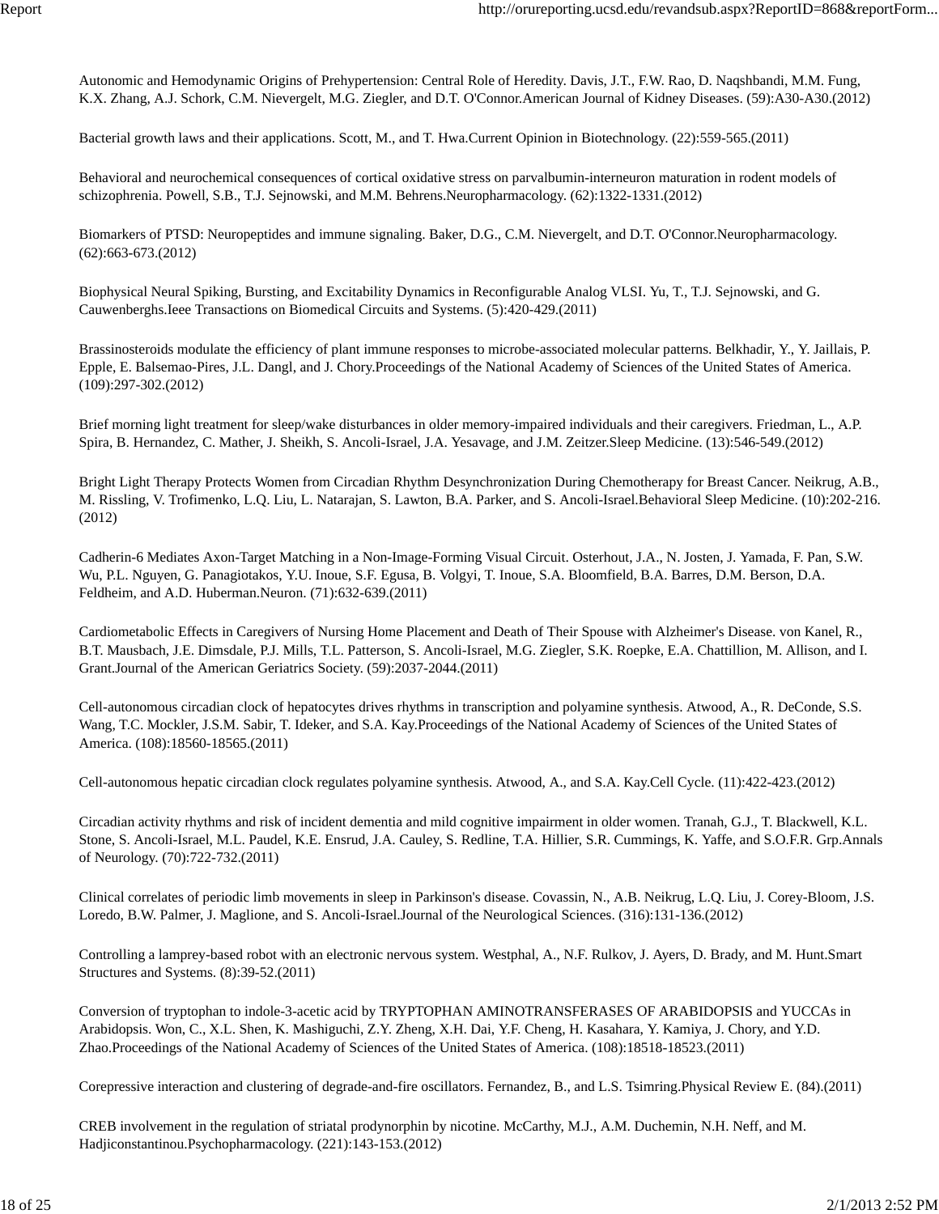Autonomic and Hemodynamic Origins of Prehypertension: Central Role of Heredity. Davis, J.T., F.W. Rao, D. Naqshbandi, M.M. Fung, K.X. Zhang, A.J. Schork, C.M. Nievergelt, M.G. Ziegler, and D.T. O'Connor.American Journal of Kidney Diseases. (59):A30-A30.(2012)

Bacterial growth laws and their applications. Scott, M., and T. Hwa.Current Opinion in Biotechnology. (22):559-565.(2011)

Behavioral and neurochemical consequences of cortical oxidative stress on parvalbumin-interneuron maturation in rodent models of schizophrenia. Powell, S.B., T.J. Sejnowski, and M.M. Behrens.Neuropharmacology. (62):1322-1331.(2012)

Biomarkers of PTSD: Neuropeptides and immune signaling. Baker, D.G., C.M. Nievergelt, and D.T. O'Connor.Neuropharmacology. (62):663-673.(2012)

Biophysical Neural Spiking, Bursting, and Excitability Dynamics in Reconfigurable Analog VLSI. Yu, T., T.J. Sejnowski, and G. Cauwenberghs.Ieee Transactions on Biomedical Circuits and Systems. (5):420-429.(2011)

Brassinosteroids modulate the efficiency of plant immune responses to microbe-associated molecular patterns. Belkhadir, Y., Y. Jaillais, P. Epple, E. Balsemao-Pires, J.L. Dangl, and J. Chory.Proceedings of the National Academy of Sciences of the United States of America. (109):297-302.(2012)

Brief morning light treatment for sleep/wake disturbances in older memory-impaired individuals and their caregivers. Friedman, L., A.P. Spira, B. Hernandez, C. Mather, J. Sheikh, S. Ancoli-Israel, J.A. Yesavage, and J.M. Zeitzer.Sleep Medicine. (13):546-549.(2012)

Bright Light Therapy Protects Women from Circadian Rhythm Desynchronization During Chemotherapy for Breast Cancer. Neikrug, A.B., M. Rissling, V. Trofimenko, L.Q. Liu, L. Natarajan, S. Lawton, B.A. Parker, and S. Ancoli-Israel.Behavioral Sleep Medicine. (10):202-216.(2012)

Cadherin-6 Mediates Axon-Target Matching in a Non-Image-Forming Visual Circuit. Osterhout, J.A., N. Josten, J. Yamada, F. Pan, S.W. Wu, P.L. Nguyen, G. Panagiotakos, Y.U. Inoue, S.F. Egusa, B. Volgyi, T. Inoue, S.A. Bloomfield, B.A. Barres, D.M. Berson, D.A. Feldheim, and A.D. Huberman.Neuron. (71):632-639.(2011)

Cardiometabolic Effects in Caregivers of Nursing Home Placement and Death of Their Spouse with Alzheimer's Disease. von Kanel, R., B.T. Mausbach, J.E. Dimsdale, P.J. Mills, T.L. Patterson, S. Ancoli-Israel, M.G. Ziegler, S.K. Roepke, E.A. Chattillion, M. Allison, and I. Grant.Journal of the American Geriatrics Society. (59):2037-2044.(2011)

Cell-autonomous circadian clock of hepatocytes drives rhythms in transcription and polyamine synthesis. Atwood, A., R. DeConde, S.S. Wang, T.C. Mockler, J.S.M. Sabir, T. Ideker, and S.A. Kay.Proceedings of the National Academy of Sciences of the United States of America. (108):18560-18565.(2011)

Cell-autonomous hepatic circadian clock regulates polyamine synthesis. Atwood, A., and S.A. Kay.Cell Cycle. (11):422-423.(2012)

Circadian activity rhythms and risk of incident dementia and mild cognitive impairment in older women. Tranah, G.J., T. Blackwell, K.L. Stone, S. Ancoli-Israel, M.L. Paudel, K.E. Ensrud, J.A. Cauley, S. Redline, T.A. Hillier, S.R. Cummings, K. Yaffe, and S.O.F.R. Grp.Annals of Neurology. (70):722-732.(2011)

Clinical correlates of periodic limb movements in sleep in Parkinson's disease. Covassin, N., A.B. Neikrug, L.Q. Liu, J. Corey-Bloom, J.S. Loredo, B.W. Palmer, J. Maglione, and S. Ancoli-Israel.Journal of the Neurological Sciences. (316):131-136.(2012)

Controlling a lamprey-based robot with an electronic nervous system. Westphal, A., N.F. Rulkov, J. Ayers, D. Brady, and M. Hunt.Smart Structures and Systems. (8):39-52.(2011)

Conversion of tryptophan to indole-3-acetic acid by TRYPTOPHAN AMINOTRANSFERASES OF ARABIDOPSIS and YUCCAs in Arabidopsis. Won, C., X.L. Shen, K. Mashiguchi, Z.Y. Zheng, X.H. Dai, Y.F. Cheng, H. Kasahara, Y. Kamiya, J. Chory, and Y.D. Zhao.Proceedings of the National Academy of Sciences of the United States of America. (108):18518-18523.(2011)

Corepressive interaction and clustering of degrade-and-fire oscillators. Fernandez, B., and L.S. Tsimring.Physical Review E. (84).(2011)

CREB involvement in the regulation of striatal prodynorphin by nicotine. McCarthy, M.J., A.M. Duchemin, N.H. Neff, and M. Hadjiconstantinou.Psychopharmacology. (221):143-153.(2012)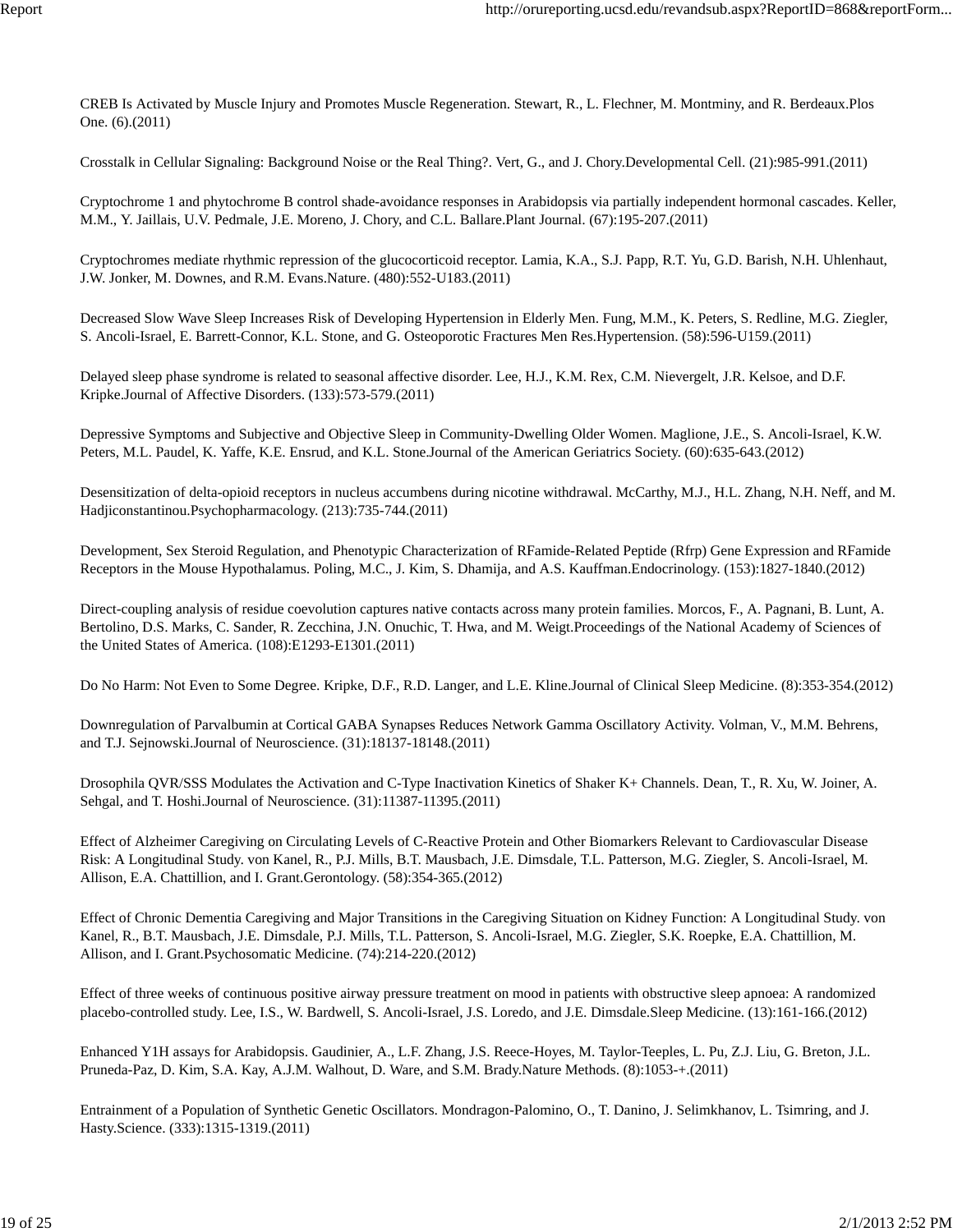CREB Is Activated by Muscle Injury and Promotes Muscle Regeneration. Stewart, R., L. Flechner, M. Montminy, and R. Berdeaux.Plos One. (6).(2011)

Crosstalk in Cellular Signaling: Background Noise or the Real Thing?. Vert, G., and J. Chory.Developmental Cell. (21):985-991.(2011)

Cryptochrome 1 and phytochrome B control shade-avoidance responses in Arabidopsis via partially independent hormonal cascades. Keller, M.M., Y. Jaillais, U.V. Pedmale, J.E. Moreno, J. Chory, and C.L. Ballare.Plant Journal. (67):195-207.(2011)

Cryptochromes mediate rhythmic repression of the glucocorticoid receptor. Lamia, K.A., S.J. Papp, R.T. Yu, G.D. Barish, N.H. Uhlenhaut, J.W. Jonker, M. Downes, and R.M. Evans.Nature. (480):552-U183.(2011)

Decreased Slow Wave Sleep Increases Risk of Developing Hypertension in Elderly Men. Fung, M.M., K. Peters, S. Redline, M.G. Ziegler, S. Ancoli-Israel, E. Barrett-Connor, K.L. Stone, and G. Osteoporotic Fractures Men Res.Hypertension. (58):596-U159.(2011)

Delayed sleep phase syndrome is related to seasonal affective disorder. Lee, H.J., K.M. Rex, C.M. Nievergelt, J.R. Kelsoe, and D.F. Kripke.Journal of Affective Disorders. (133):573-579.(2011)

Depressive Symptoms and Subjective and Objective Sleep in Community-Dwelling Older Women. Maglione, J.E., S. Ancoli-Israel, K.W. Peters, M.L. Paudel, K. Yaffe, K.E. Ensrud, and K.L. Stone.Journal of the American Geriatrics Society. (60):635-643.(2012)

Desensitization of delta-opioid receptors in nucleus accumbens during nicotine withdrawal. McCarthy, M.J., H.L. Zhang, N.H. Neff, and M. Hadjiconstantinou.Psychopharmacology. (213):735-744.(2011)

Development, Sex Steroid Regulation, and Phenotypic Characterization of RFamide-Related Peptide (Rfrp) Gene Expression and RFamide Receptors in the Mouse Hypothalamus. Poling, M.C., J. Kim, S. Dhamija, and A.S. Kauffman.Endocrinology. (153):1827-1840.(2012)

Direct-coupling analysis of residue coevolution captures native contacts across many protein families. Morcos, F., A. Pagnani, B. Lunt, A. Bertolino, D.S. Marks, C. Sander, R. Zecchina, J.N. Onuchic, T. Hwa, and M. Weigt.Proceedings of the National Academy of Sciences of the United States of America. (108):E1293-E1301.(2011)

Do No Harm: Not Even to Some Degree. Kripke, D.F., R.D. Langer, and L.E. Kline.Journal of Clinical Sleep Medicine. (8):353-354.(2012)

Downregulation of Parvalbumin at Cortical GABA Synapses Reduces Network Gamma Oscillatory Activity. Volman, V., M.M. Behrens, and T.J. Sejnowski.Journal of Neuroscience. (31):18137-18148.(2011)

Drosophila QVR/SSS Modulates the Activation and C-Type Inactivation Kinetics of Shaker K+ Channels. Dean, T., R. Xu, W. Joiner, A. Sehgal, and T. Hoshi.Journal of Neuroscience. (31):11387-11395.(2011)

Effect of Alzheimer Caregiving on Circulating Levels of C-Reactive Protein and Other Biomarkers Relevant to Cardiovascular Disease Risk: A Longitudinal Study. von Kanel, R., P.J. Mills, B.T. Mausbach, J.E. Dimsdale, T.L. Patterson, M.G. Ziegler, S. Ancoli-Israel, M. Allison, E.A. Chattillion, and I. Grant.Gerontology. (58):354-365.(2012)

Effect of Chronic Dementia Caregiving and Major Transitions in the Caregiving Situation on Kidney Function: A Longitudinal Study. von Kanel, R., B.T. Mausbach, J.E. Dimsdale, P.J. Mills, T.L. Patterson, S. Ancoli-Israel, M.G. Ziegler, S.K. Roepke, E.A. Chattillion, M. Allison, and I. Grant.Psychosomatic Medicine. (74):214-220.(2012)

Effect of three weeks of continuous positive airway pressure treatment on mood in patients with obstructive sleep apnoea: A randomized placebo-controlled study. Lee, I.S., W. Bardwell, S. Ancoli-Israel, J.S. Loredo, and J.E. Dimsdale.Sleep Medicine. (13):161-166.(2012)

Enhanced Y1H assays for Arabidopsis. Gaudinier, A., L.F. Zhang, J.S. Reece-Hoyes, M. Taylor-Teeples, L. Pu, Z.J. Liu, G. Breton, J.L. Pruneda-Paz, D. Kim, S.A. Kay, A.J.M. Walhout, D. Ware, and S.M. Brady.Nature Methods. (8):1053-+.(2011)

Entrainment of a Population of Synthetic Genetic Oscillators. Mondragon-Palomino, O., T. Danino, J. Selimkhanov, L. Tsimring, and J. Hasty.Science. (333):1315-1319.(2011)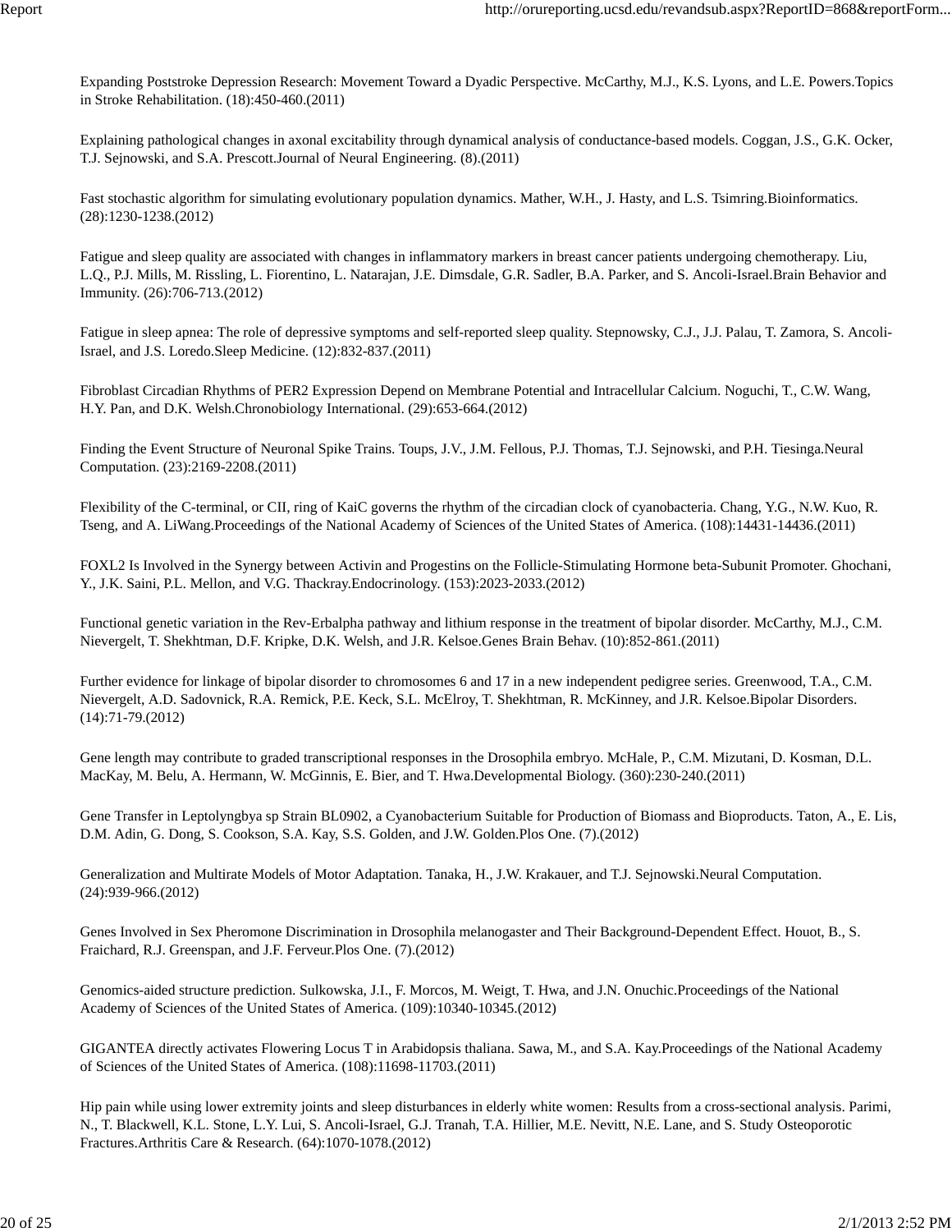Expanding Poststroke Depression Research: Movement Toward a Dyadic Perspective. McCarthy, M.J., K.S. Lyons, and L.E. Powers.Topics in Stroke Rehabilitation. (18):450-460.(2011)

Explaining pathological changes in axonal excitability through dynamical analysis of conductance-based models. Coggan, J.S., G.K. Ocker, T.J. Sejnowski, and S.A. Prescott.Journal of Neural Engineering. (8).(2011)

Fast stochastic algorithm for simulating evolutionary population dynamics. Mather, W.H., J. Hasty, and L.S. Tsimring.Bioinformatics. (28):1230-1238.(2012)

Fatigue and sleep quality are associated with changes in inflammatory markers in breast cancer patients undergoing chemotherapy. Liu, L.Q., P.J. Mills, M. Rissling, L. Fiorentino, L. Natarajan, J.E. Dimsdale, G.R. Sadler, B.A. Parker, and S. Ancoli-Israel.Brain Behavior and Immunity. (26):706-713.(2012)

Fatigue in sleep apnea: The role of depressive symptoms and self-reported sleep quality. Stepnowsky, C.J., J.J. Palau, T. Zamora, S. Ancoli-Israel, and J.S. Loredo.Sleep Medicine. (12):832-837.(2011)

Fibroblast Circadian Rhythms of PER2 Expression Depend on Membrane Potential and Intracellular Calcium. Noguchi, T., C.W. Wang, H.Y. Pan, and D.K. Welsh.Chronobiology International. (29):653-664.(2012)

Finding the Event Structure of Neuronal Spike Trains. Toups, J.V., J.M. Fellous, P.J. Thomas, T.J. Sejnowski, and P.H. Tiesinga.Neural Computation. (23):2169-2208.(2011)

Flexibility of the C-terminal, or CII, ring of KaiC governs the rhythm of the circadian clock of cyanobacteria. Chang, Y.G., N.W. Kuo, R. Tseng, and A. LiWang.Proceedings of the National Academy of Sciences of the United States of America. (108):14431-14436.(2011)

FOXL2 Is Involved in the Synergy between Activin and Progestins on the Follicle-Stimulating Hormone beta-Subunit Promoter. Ghochani, Y., J.K. Saini, P.L. Mellon, and V.G. Thackray.Endocrinology. (153):2023-2033.(2012)

Functional genetic variation in the Rev-Erbalpha pathway and lithium response in the treatment of bipolar disorder. McCarthy, M.J., C.M. Nievergelt, T. Shekhtman, D.F. Kripke, D.K. Welsh, and J.R. Kelsoe.Genes Brain Behav. (10):852-861.(2011)

Further evidence for linkage of bipolar disorder to chromosomes 6 and 17 in a new independent pedigree series. Greenwood, T.A., C.M. Nievergelt, A.D. Sadovnick, R.A. Remick, P.E. Keck, S.L. McElroy, T. Shekhtman, R. McKinney, and J.R. Kelsoe.Bipolar Disorders. (14):71-79.(2012)

Gene length may contribute to graded transcriptional responses in the Drosophila embryo. McHale, P., C.M. Mizutani, D. Kosman, D.L. MacKay, M. Belu, A. Hermann, W. McGinnis, E. Bier, and T. Hwa.Developmental Biology. (360):230-240.(2011)

Gene Transfer in Leptolyngbya sp Strain BL0902, a Cyanobacterium Suitable for Production of Biomass and Bioproducts. Taton, A., E. Lis, D.M. Adin, G. Dong, S. Cookson, S.A. Kay, S.S. Golden, and J.W. Golden.Plos One. (7).(2012)

Generalization and Multirate Models of Motor Adaptation. Tanaka, H., J.W. Krakauer, and T.J. Sejnowski.Neural Computation. (24):939-966.(2012)

Genes Involved in Sex Pheromone Discrimination in Drosophila melanogaster and Their Background-Dependent Effect. Houot, B., S. Fraichard, R.J. Greenspan, and J.F. Ferveur.Plos One. (7).(2012)

Genomics-aided structure prediction. Sulkowska, J.I., F. Morcos, M. Weigt, T. Hwa, and J.N. Onuchic.Proceedings of the National Academy of Sciences of the United States of America. (109):10340-10345.(2012)

GIGANTEA directly activates Flowering Locus T in Arabidopsis thaliana. Sawa, M., and S.A. Kay.Proceedings of the National Academy of Sciences of the United States of America. (108):11698-11703.(2011)

Hip pain while using lower extremity joints and sleep disturbances in elderly white women: Results from a cross-sectional analysis. Parimi, N., T. Blackwell, K.L. Stone, L.Y. Lui, S. Ancoli-Israel, G.J. Tranah, T.A. Hillier, M.E. Nevitt, N.E. Lane, and S. Study Osteoporotic Fractures.Arthritis Care & Research. (64):1070-1078.(2012)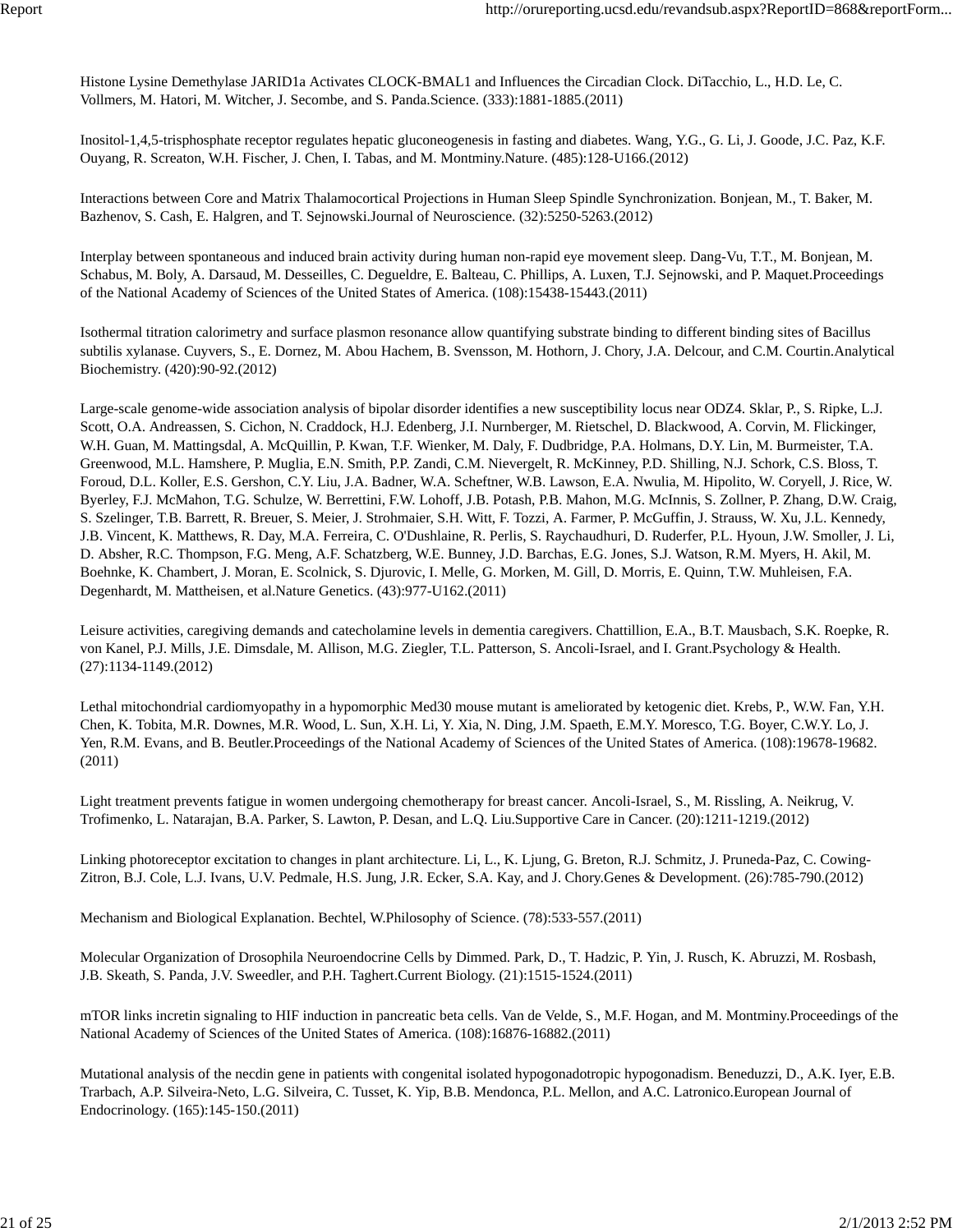Histone Lysine Demethylase JARID1a Activates CLOCK-BMAL1 and Influences the Circadian Clock. DiTacchio, L., H.D. Le, C. Vollmers, M. Hatori, M. Witcher, J. Secombe, and S. Panda.Science. (333):1881-1885.(2011)

Inositol-1,4,5-trisphosphate receptor regulates hepatic gluconeogenesis in fasting and diabetes. Wang, Y.G., G. Li, J. Goode, J.C. Paz, K.F. Ouyang, R. Screaton, W.H. Fischer, J. Chen, I. Tabas, and M. Montminy.Nature. (485):128-U166.(2012)

Interactions between Core and Matrix Thalamocortical Projections in Human Sleep Spindle Synchronization. Bonjean, M., T. Baker, M. Bazhenov, S. Cash, E. Halgren, and T. Sejnowski.Journal of Neuroscience. (32):5250-5263.(2012)

Interplay between spontaneous and induced brain activity during human non-rapid eye movement sleep. Dang-Vu, T.T., M. Bonjean, M. Schabus, M. Boly, A. Darsaud, M. Desseilles, C. Degueldre, E. Balteau, C. Phillips, A. Luxen, T.J. Sejnowski, and P. Maquet.Proceedings of the National Academy of Sciences of the United States of America. (108):15438-15443.(2011)

Isothermal titration calorimetry and surface plasmon resonance allow quantifying substrate binding to different binding sites of Bacillus subtilis xylanase. Cuyvers, S., E. Dornez, M. Abou Hachem, B. Svensson, M. Hothorn, J. Chory, J.A. Delcour, and C.M. Courtin.Analytical Biochemistry. (420):90-92.(2012)

Large-scale genome-wide association analysis of bipolar disorder identifies a new susceptibility locus near ODZ4. Sklar, P., S. Ripke, L.J. Scott, O.A. Andreassen, S. Cichon, N. Craddock, H.J. Edenberg, J.I. Nurnberger, M. Rietschel, D. Blackwood, A. Corvin, M. Flickinger, W.H. Guan, M. Mattingsdal, A. McQuillin, P. Kwan, T.F. Wienker, M. Daly, F. Dudbridge, P.A. Holmans, D.Y. Lin, M. Burmeister, T.A. Greenwood, M.L. Hamshere, P. Muglia, E.N. Smith, P.P. Zandi, C.M. Nievergelt, R. McKinney, P.D. Shilling, N.J. Schork, C.S. Bloss, T. Foroud, D.L. Koller, E.S. Gershon, C.Y. Liu, J.A. Badner, W.A. Scheftner, W.B. Lawson, E.A. Nwulia, M. Hipolito, W. Coryell, J. Rice, W. Byerley, F.J. McMahon, T.G. Schulze, W. Berrettini, F.W. Lohoff, J.B. Potash, P.B. Mahon, M.G. McInnis, S. Zollner, P. Zhang, D.W. Craig, S. Szelinger, T.B. Barrett, R. Breuer, S. Meier, J. Strohmaier, S.H. Witt, F. Tozzi, A. Farmer, P. McGuffin, J. Strauss, W. Xu, J.L. Kennedy, J.B. Vincent, K. Matthews, R. Day, M.A. Ferreira, C. O'Dushlaine, R. Perlis, S. Raychaudhuri, D. Ruderfer, P.L. Hyoun, J.W. Smoller, J. Li, D. Absher, R.C. Thompson, F.G. Meng, A.F. Schatzberg, W.E. Bunney, J.D. Barchas, E.G. Jones, S.J. Watson, R.M. Myers, H. Akil, M. Boehnke, K. Chambert, J. Moran, E. Scolnick, S. Djurovic, I. Melle, G. Morken, M. Gill, D. Morris, E. Quinn, T.W. Muhleisen, F.A. Degenhardt, M. Mattheisen, et al.Nature Genetics. (43):977-U162.(2011)

Leisure activities, caregiving demands and catecholamine levels in dementia caregivers. Chattillion, E.A., B.T. Mausbach, S.K. Roepke, R. von Kanel, P.J. Mills, J.E. Dimsdale, M. Allison, M.G. Ziegler, T.L. Patterson, S. Ancoli-Israel, and I. Grant.Psychology & Health. (27):1134-1149.(2012)

Lethal mitochondrial cardiomyopathy in a hypomorphic Med30 mouse mutant is ameliorated by ketogenic diet. Krebs, P., W.W. Fan, Y.H. Chen, K. Tobita, M.R. Downes, M.R. Wood, L. Sun, X.H. Li, Y. Xia, N. Ding, J.M. Spaeth, E.M.Y. Moresco, T.G. Boyer, C.W.Y. Lo, J. Yen, R.M. Evans, and B. Beutler.Proceedings of the National Academy of Sciences of the United States of America. (108):19678-19682.(2011)

Light treatment prevents fatigue in women undergoing chemotherapy for breast cancer. Ancoli-Israel, S., M. Rissling, A. Neikrug, V. Trofimenko, L. Natarajan, B.A. Parker, S. Lawton, P. Desan, and L.Q. Liu.Supportive Care in Cancer. (20):1211-1219.(2012)

Linking photoreceptor excitation to changes in plant architecture. Li, L., K. Ljung, G. Breton, R.J. Schmitz, J. Pruneda-Paz, C. Cowing-Zitron, B.J. Cole, L.J. Ivans, U.V. Pedmale, H.S. Jung, J.R. Ecker, S.A. Kay, and J. Chory.Genes & Development. (26):785-790.(2012)

Mechanism and Biological Explanation. Bechtel, W.Philosophy of Science. (78):533-557.(2011)

Molecular Organization of Drosophila Neuroendocrine Cells by Dimmed. Park, D., T. Hadzic, P. Yin, J. Rusch, K. Abruzzi, M. Rosbash, J.B. Skeath, S. Panda, J.V. Sweedler, and P.H. Taghert.Current Biology. (21):1515-1524.(2011)

mTOR links incretin signaling to HIF induction in pancreatic beta cells. Van de Velde, S., M.F. Hogan, and M. Montminy.Proceedings of the National Academy of Sciences of the United States of America. (108):16876-16882.(2011)

Mutational analysis of the necdin gene in patients with congenital isolated hypogonadotropic hypogonadism. Beneduzzi, D., A.K. Iyer, E.B. Trarbach, A.P. Silveira-Neto, L.G. Silveira, C. Tusset, K. Yip, B.B. Mendonca, P.L. Mellon, and A.C. Latronico.European Journal of Endocrinology. (165):145-150.(2011)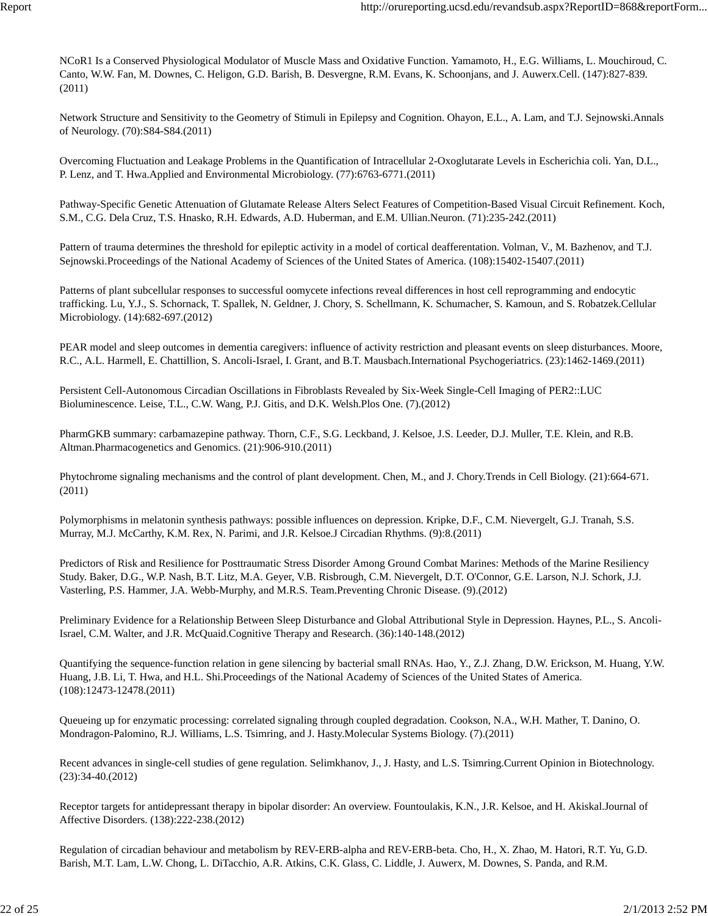NCoR1 Is a Conserved Physiological Modulator of Muscle Mass and Oxidative Function. Yamamoto, H., E.G. Williams, L. Mouchiroud, C. Canto, W.W. Fan, M. Downes, C. Heligon, G.D. Barish, B. Desvergne, R.M. Evans, K. Schoonjans, and J. Auwerx.Cell. (147):827-839.(2011)

Network Structure and Sensitivity to the Geometry of Stimuli in Epilepsy and Cognition. Ohayon, E.L., A. Lam, and T.J. Sejnowski.Annals of Neurology. (70):S84-S84.(2011)

Overcoming Fluctuation and Leakage Problems in the Quantification of Intracellular 2-Oxoglutarate Levels in Escherichia coli. Yan, D.L., P. Lenz, and T. Hwa.Applied and Environmental Microbiology. (77):6763-6771.(2011)

Pathway-Specific Genetic Attenuation of Glutamate Release Alters Select Features of Competition-Based Visual Circuit Refinement. Koch, S.M., C.G. Dela Cruz, T.S. Hnasko, R.H. Edwards, A.D. Huberman, and E.M. Ullian.Neuron. (71):235-242.(2011)

Pattern of trauma determines the threshold for epileptic activity in a model of cortical deafferentation. Volman, V., M. Bazhenov, and T.J. Sejnowski.Proceedings of the National Academy of Sciences of the United States of America. (108):15402-15407.(2011)

Patterns of plant subcellular responses to successful oomycete infections reveal differences in host cell reprogramming and endocytic trafficking. Lu, Y.J., S. Schornack, T. Spallek, N. Geldner, J. Chory, S. Schellmann, K. Schumacher, S. Kamoun, and S. Robatzek.Cellular Microbiology. (14):682-697.(2012)

PEAR model and sleep outcomes in dementia caregivers: influence of activity restriction and pleasant events on sleep disturbances. Moore, R.C., A.L. Harmell, E. Chattillion, S. Ancoli-Israel, I. Grant, and B.T. Mausbach.International Psychogeriatrics. (23):1462-1469.(2011)

Persistent Cell-Autonomous Circadian Oscillations in Fibroblasts Revealed by Six-Week Single-Cell Imaging of PER2::LUC Bioluminescence. Leise, T.L., C.W. Wang, P.J. Gitis, and D.K. Welsh.Plos One. (7).(2012)

PharmGKB summary: carbamazepine pathway. Thorn, C.F., S.G. Leckband, J. Kelsoe, J.S. Leeder, D.J. Muller, T.E. Klein, and R.B. Altman.Pharmacogenetics and Genomics. (21):906-910.(2011)

Phytochrome signaling mechanisms and the control of plant development. Chen, M., and J. Chory.Trends in Cell Biology. (21):664-671.(2011)

Polymorphisms in melatonin synthesis pathways: possible influences on depression. Kripke, D.F., C.M. Nievergelt, G.J. Tranah, S.S. Murray, M.J. McCarthy, K.M. Rex, N. Parimi, and J.R. Kelsoe.J Circadian Rhythms. (9):8.(2011)

Predictors of Risk and Resilience for Posttraumatic Stress Disorder Among Ground Combat Marines: Methods of the Marine Resiliency Study. Baker, D.G., W.P. Nash, B.T. Litz, M.A. Geyer, V.B. Risbrough, C.M. Nievergelt, D.T. O'Connor, G.E. Larson, N.J. Schork, J.J. Vasterling, P.S. Hammer, J.A. Webb-Murphy, and M.R.S. Team.Preventing Chronic Disease. (9).(2012)

Preliminary Evidence for a Relationship Between Sleep Disturbance and Global Attributional Style in Depression. Haynes, P.L., S. Ancoli-Israel, C.M. Walter, and J.R. McQuaid.Cognitive Therapy and Research. (36):140-148.(2012)

Quantifying the sequence-function relation in gene silencing by bacterial small RNAs. Hao, Y., Z.J. Zhang, D.W. Erickson, M. Huang, Y.W. Huang, J.B. Li, T. Hwa, and H.L. Shi.Proceedings of the National Academy of Sciences of the United States of America. (108):12473-12478.(2011)

Queueing up for enzymatic processing: correlated signaling through coupled degradation. Cookson, N.A., W.H. Mather, T. Danino, O. Mondragon-Palomino, R.J. Williams, L.S. Tsimring, and J. Hasty.Molecular Systems Biology. (7).(2011)

Recent advances in single-cell studies of gene regulation. Selimkhanov, J., J. Hasty, and L.S. Tsimring.Current Opinion in Biotechnology. (23):34-40.(2012)

Receptor targets for antidepressant therapy in bipolar disorder: An overview. Fountoulakis, K.N., J.R. Kelsoe, and H. Akiskal.Journal of Affective Disorders. (138):222-238.(2012)

Regulation of circadian behaviour and metabolism by REV-ERB-alpha and REV-ERB-beta. Cho, H., X. Zhao, M. Hatori, R.T. Yu, G.D. Barish, M.T. Lam, L.W. Chong, L. DiTacchio, A.R. Atkins, C.K. Glass, C. Liddle, J. Auwerx, M. Downes, S. Panda, and R.M.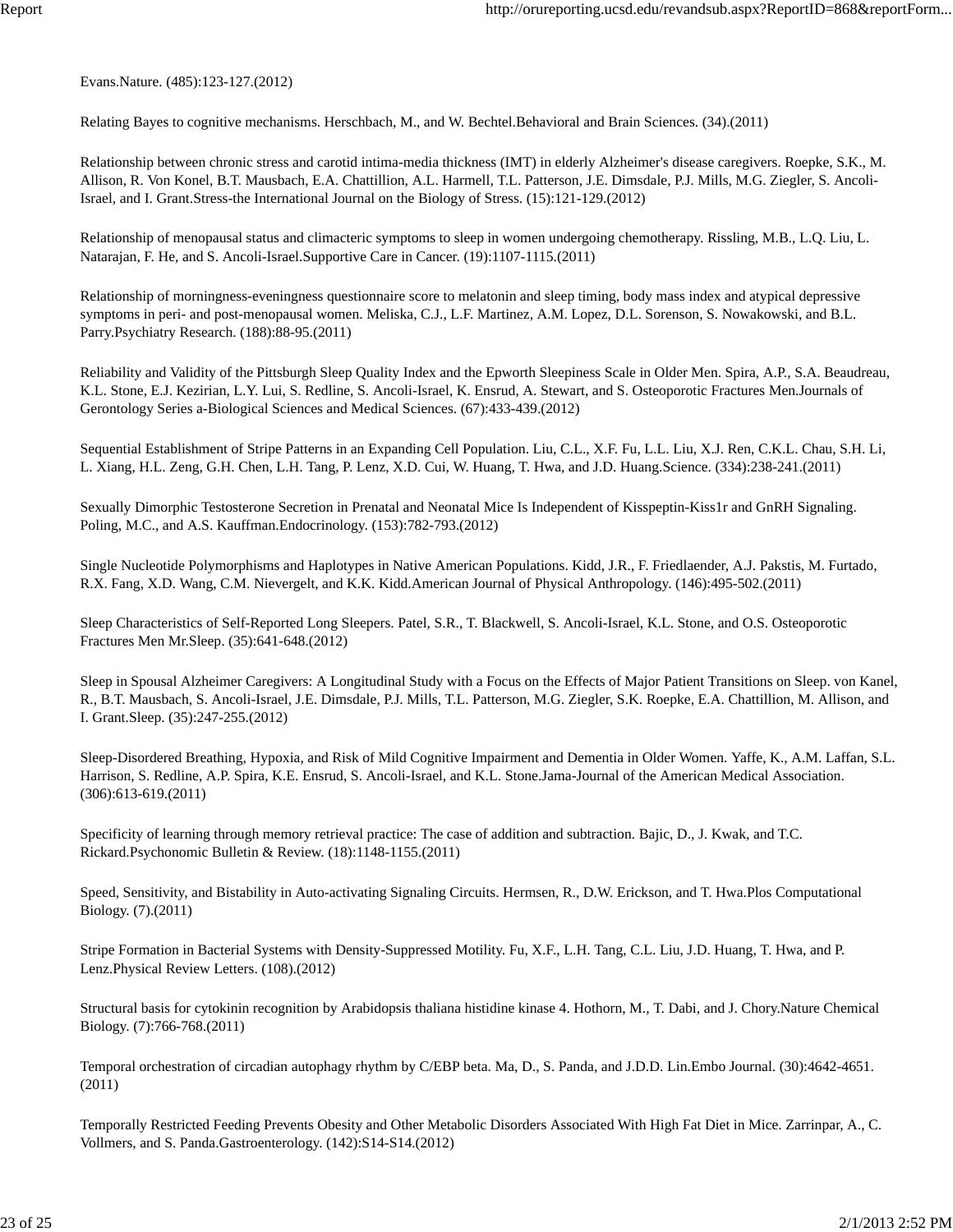Evans.Nature. (485):123-127.(2012)

Relating Bayes to cognitive mechanisms. Herschbach, M., and W. Bechtel.Behavioral and Brain Sciences. (34).(2011)

Relationship between chronic stress and carotid intima-media thickness (IMT) in elderly Alzheimer's disease caregivers. Roepke, S.K., M. Allison, R. Von Konel, B.T. Mausbach, E.A. Chattillion, A.L. Harmell, T.L. Patterson, J.E. Dimsdale, P.J. Mills, M.G. Ziegler, S. Ancoli-Israel, and I. Grant.Stress-the International Journal on the Biology of Stress. (15):121-129.(2012)

Relationship of menopausal status and climacteric symptoms to sleep in women undergoing chemotherapy. Rissling, M.B., L.Q. Liu, L. Natarajan, F. He, and S. Ancoli-Israel.Supportive Care in Cancer. (19):1107-1115.(2011)

Relationship of morningness-eveningness questionnaire score to melatonin and sleep timing, body mass index and atypical depressive symptoms in peri- and post-menopausal women. Meliska, C.J., L.F. Martinez, A.M. Lopez, D.L. Sorenson, S. Nowakowski, and B.L. Parry.Psychiatry Research. (188):88-95.(2011)

Reliability and Validity of the Pittsburgh Sleep Quality Index and the Epworth Sleepiness Scale in Older Men. Spira, A.P., S.A. Beaudreau, K.L. Stone, E.J. Kezirian, L.Y. Lui, S. Redline, S. Ancoli-Israel, K. Ensrud, A. Stewart, and S. Osteoporotic Fractures Men.Journals of Gerontology Series a-Biological Sciences and Medical Sciences. (67):433-439.(2012)

Sequential Establishment of Stripe Patterns in an Expanding Cell Population. Liu, C.L., X.F. Fu, L.L. Liu, X.J. Ren, C.K.L. Chau, S.H. Li, L. Xiang, H.L. Zeng, G.H. Chen, L.H. Tang, P. Lenz, X.D. Cui, W. Huang, T. Hwa, and J.D. Huang.Science. (334):238-241.(2011)

Sexually Dimorphic Testosterone Secretion in Prenatal and Neonatal Mice Is Independent of Kisspeptin-Kiss1r and GnRH Signaling. Poling, M.C., and A.S. Kauffman.Endocrinology. (153):782-793.(2012)

Single Nucleotide Polymorphisms and Haplotypes in Native American Populations. Kidd, J.R., F. Friedlaender, A.J. Pakstis, M. Furtado, R.X. Fang, X.D. Wang, C.M. Nievergelt, and K.K. Kidd.American Journal of Physical Anthropology. (146):495-502.(2011)

Sleep Characteristics of Self-Reported Long Sleepers. Patel, S.R., T. Blackwell, S. Ancoli-Israel, K.L. Stone, and O.S. Osteoporotic Fractures Men Mr.Sleep. (35):641-648.(2012)

Sleep in Spousal Alzheimer Caregivers: A Longitudinal Study with a Focus on the Effects of Major Patient Transitions on Sleep. von Kanel, R., B.T. Mausbach, S. Ancoli-Israel, J.E. Dimsdale, P.J. Mills, T.L. Patterson, M.G. Ziegler, S.K. Roepke, E.A. Chattillion, M. Allison, and I. Grant.Sleep. (35):247-255.(2012)

Sleep-Disordered Breathing, Hypoxia, and Risk of Mild Cognitive Impairment and Dementia in Older Women. Yaffe, K., A.M. Laffan, S.L. Harrison, S. Redline, A.P. Spira, K.E. Ensrud, S. Ancoli-Israel, and K.L. Stone.Jama-Journal of the American Medical Association. (306):613-619.(2011)

Specificity of learning through memory retrieval practice: The case of addition and subtraction. Bajic, D., J. Kwak, and T.C. Rickard.Psychonomic Bulletin & Review. (18):1148-1155.(2011)

Speed, Sensitivity, and Bistability in Auto-activating Signaling Circuits. Hermsen, R., D.W. Erickson, and T. Hwa.Plos Computational Biology. (7).(2011)

Stripe Formation in Bacterial Systems with Density-Suppressed Motility. Fu, X.F., L.H. Tang, C.L. Liu, J.D. Huang, T. Hwa, and P. Lenz.Physical Review Letters. (108).(2012)

Structural basis for cytokinin recognition by Arabidopsis thaliana histidine kinase 4. Hothorn, M., T. Dabi, and J. Chory.Nature Chemical Biology. (7):766-768.(2011)

Temporal orchestration of circadian autophagy rhythm by C/EBP beta. Ma, D., S. Panda, and J.D.D. Lin.Embo Journal. (30):4642-4651.(2011)

Temporally Restricted Feeding Prevents Obesity and Other Metabolic Disorders Associated With High Fat Diet in Mice. Zarrinpar, A., C. Vollmers, and S. Panda.Gastroenterology. (142):S14-S14.(2012)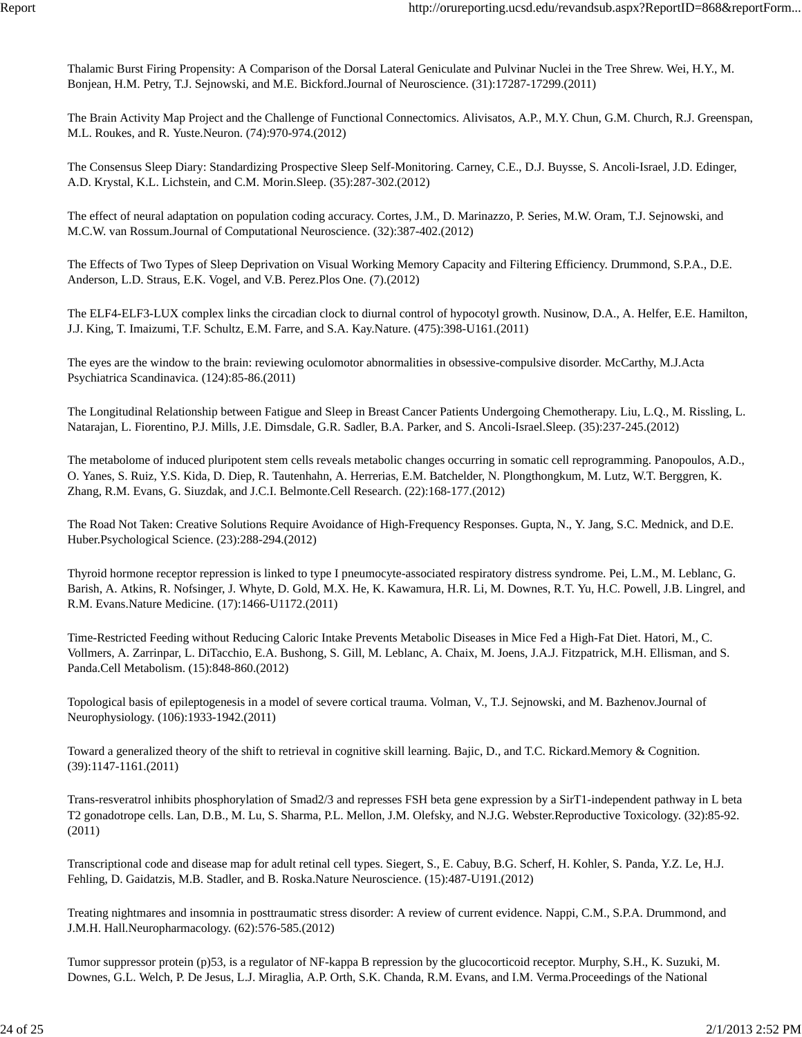Thalamic Burst Firing Propensity: A Comparison of the Dorsal Lateral Geniculate and Pulvinar Nuclei in the Tree Shrew. Wei, H.Y., M. Bonjean, H.M. Petry, T.J. Sejnowski, and M.E. Bickford.Journal of Neuroscience. (31):17287-17299.(2011)

The Brain Activity Map Project and the Challenge of Functional Connectomics. Alivisatos, A.P., M.Y. Chun, G.M. Church, R.J. Greenspan, M.L. Roukes, and R. Yuste.Neuron. (74):970-974.(2012)

The Consensus Sleep Diary: Standardizing Prospective Sleep Self-Monitoring. Carney, C.E., D.J. Buysse, S. Ancoli-Israel, J.D. Edinger, A.D. Krystal, K.L. Lichstein, and C.M. Morin.Sleep. (35):287-302.(2012)

The effect of neural adaptation on population coding accuracy. Cortes, J.M., D. Marinazzo, P. Series, M.W. Oram, T.J. Sejnowski, and M.C.W. van Rossum.Journal of Computational Neuroscience. (32):387-402.(2012)

The Effects of Two Types of Sleep Deprivation on Visual Working Memory Capacity and Filtering Efficiency. Drummond, S.P.A., D.E. Anderson, L.D. Straus, E.K. Vogel, and V.B. Perez.Plos One. (7).(2012)

The ELF4-ELF3-LUX complex links the circadian clock to diurnal control of hypocotyl growth. Nusinow, D.A., A. Helfer, E.E. Hamilton, J.J. King, T. Imaizumi, T.F. Schultz, E.M. Farre, and S.A. Kay.Nature. (475):398-U161.(2011)

The eyes are the window to the brain: reviewing oculomotor abnormalities in obsessive-compulsive disorder. McCarthy, M.J.Acta Psychiatrica Scandinavica. (124):85-86.(2011)

The Longitudinal Relationship between Fatigue and Sleep in Breast Cancer Patients Undergoing Chemotherapy. Liu, L.Q., M. Rissling, L. Natarajan, L. Fiorentino, P.J. Mills, J.E. Dimsdale, G.R. Sadler, B.A. Parker, and S. Ancoli-Israel.Sleep. (35):237-245.(2012)

The metabolome of induced pluripotent stem cells reveals metabolic changes occurring in somatic cell reprogramming. Panopoulos, A.D., O. Yanes, S. Ruiz, Y.S. Kida, D. Diep, R. Tautenhahn, A. Herrerias, E.M. Batchelder, N. Plongthongkum, M. Lutz, W.T. Berggren, K. Zhang, R.M. Evans, G. Siuzdak, and J.C.I. Belmonte.Cell Research. (22):168-177.(2012)

The Road Not Taken: Creative Solutions Require Avoidance of High-Frequency Responses. Gupta, N., Y. Jang, S.C. Mednick, and D.E. Huber.Psychological Science. (23):288-294.(2012)

Thyroid hormone receptor repression is linked to type I pneumocyte-associated respiratory distress syndrome. Pei, L.M., M. Leblanc, G. Barish, A. Atkins, R. Nofsinger, J. Whyte, D. Gold, M.X. He, K. Kawamura, H.R. Li, M. Downes, R.T. Yu, H.C. Powell, J.B. Lingrel, and R.M. Evans.Nature Medicine. (17):1466-U1172.(2011)

Time-Restricted Feeding without Reducing Caloric Intake Prevents Metabolic Diseases in Mice Fed a High-Fat Diet. Hatori, M., C. Vollmers, A. Zarrinpar, L. DiTacchio, E.A. Bushong, S. Gill, M. Leblanc, A. Chaix, M. Joens, J.A.J. Fitzpatrick, M.H. Ellisman, and S. Panda.Cell Metabolism. (15):848-860.(2012)

Topological basis of epileptogenesis in a model of severe cortical trauma. Volman, V., T.J. Sejnowski, and M. Bazhenov.Journal of Neurophysiology. (106):1933-1942.(2011)

Toward a generalized theory of the shift to retrieval in cognitive skill learning. Bajic, D., and T.C. Rickard.Memory & Cognition. (39):1147-1161.(2011)

Trans-resveratrol inhibits phosphorylation of Smad2/3 and represses FSH beta gene expression by a SirT1-independent pathway in L beta T2 gonadotrope cells. Lan, D.B., M. Lu, S. Sharma, P.L. Mellon, J.M. Olefsky, and N.J.G. Webster.Reproductive Toxicology. (32):85-92.(2011)

Transcriptional code and disease map for adult retinal cell types. Siegert, S., E. Cabuy, B.G. Scherf, H. Kohler, S. Panda, Y.Z. Le, H.J. Fehling, D. Gaidatzis, M.B. Stadler, and B. Roska.Nature Neuroscience. (15):487-U191.(2012)

Treating nightmares and insomnia in posttraumatic stress disorder: A review of current evidence. Nappi, C.M., S.P.A. Drummond, and J.M.H. Hall.Neuropharmacology. (62):576-585.(2012)

Tumor suppressor protein (p)53, is a regulator of NF-kappa B repression by the glucocorticoid receptor. Murphy, S.H., K. Suzuki, M. Downes, G.L. Welch, P. De Jesus, L.J. Miraglia, A.P. Orth, S.K. Chanda, R.M. Evans, and I.M. Verma.Proceedings of the National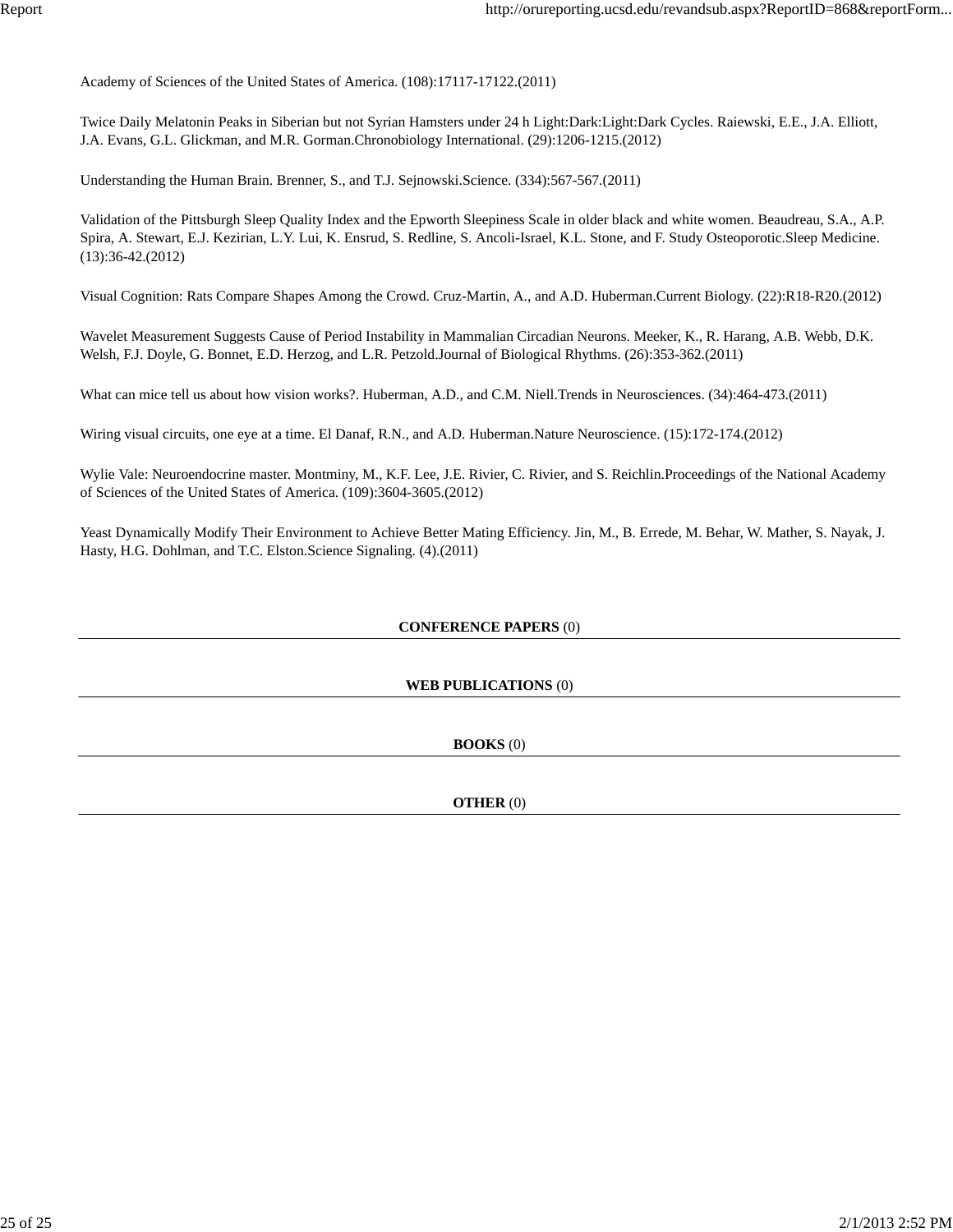Academy of Sciences of the United States of America. (108):17117-17122.(2011)

Twice Daily Melatonin Peaks in Siberian but not Syrian Hamsters under 24 h Light:Dark:Light:Dark Cycles. Raiewski, E.E., J.A. Elliott, J.A. Evans, G.L. Glickman, and M.R. Gorman.Chronobiology International. (29):1206-1215.(2012)

Understanding the Human Brain. Brenner, S., and T.J. Sejnowski.Science. (334):567-567.(2011)

Validation of the Pittsburgh Sleep Quality Index and the Epworth Sleepiness Scale in older black and white women. Beaudreau, S.A., A.P. Spira, A. Stewart, E.J. Kezirian, L.Y. Lui, K. Ensrud, S. Redline, S. Ancoli-Israel, K.L. Stone, and F. Study Osteoporotic.Sleep Medicine. (13):36-42.(2012)

Visual Cognition: Rats Compare Shapes Among the Crowd. Cruz-Martin, A., and A.D. Huberman.Current Biology. (22):R18-R20.(2012)

Wavelet Measurement Suggests Cause of Period Instability in Mammalian Circadian Neurons. Meeker, K., R. Harang, A.B. Webb, D.K. Welsh, F.J. Doyle, G. Bonnet, E.D. Herzog, and L.R. Petzold.Journal of Biological Rhythms. (26):353-362.(2011)

What can mice tell us about how vision works?. Huberman, A.D., and C.M. Niell.Trends in Neurosciences. (34):464-473.(2011)

Wiring visual circuits, one eye at a time. El Danaf, R.N., and A.D. Huberman.Nature Neuroscience. (15):172-174.(2012)

Wylie Vale: Neuroendocrine master. Montminy, M., K.F. Lee, J.E. Rivier, C. Rivier, and S. Reichlin.Proceedings of the National Academy of Sciences of the United States of America. (109):3604-3605.(2012)

Yeast Dynamically Modify Their Environment to Achieve Better Mating Efficiency. Jin, M., B. Errede, M. Behar, W. Mather, S. Nayak, J. Hasty, H.G. Dohlman, and T.C. Elston.Science Signaling. (4).(2011)

## **CONFERENCE PAPERS** (0)

## **WEB PUBLICATIONS** (0)

## **BOOKS** (0)

## **OTHER** (0)